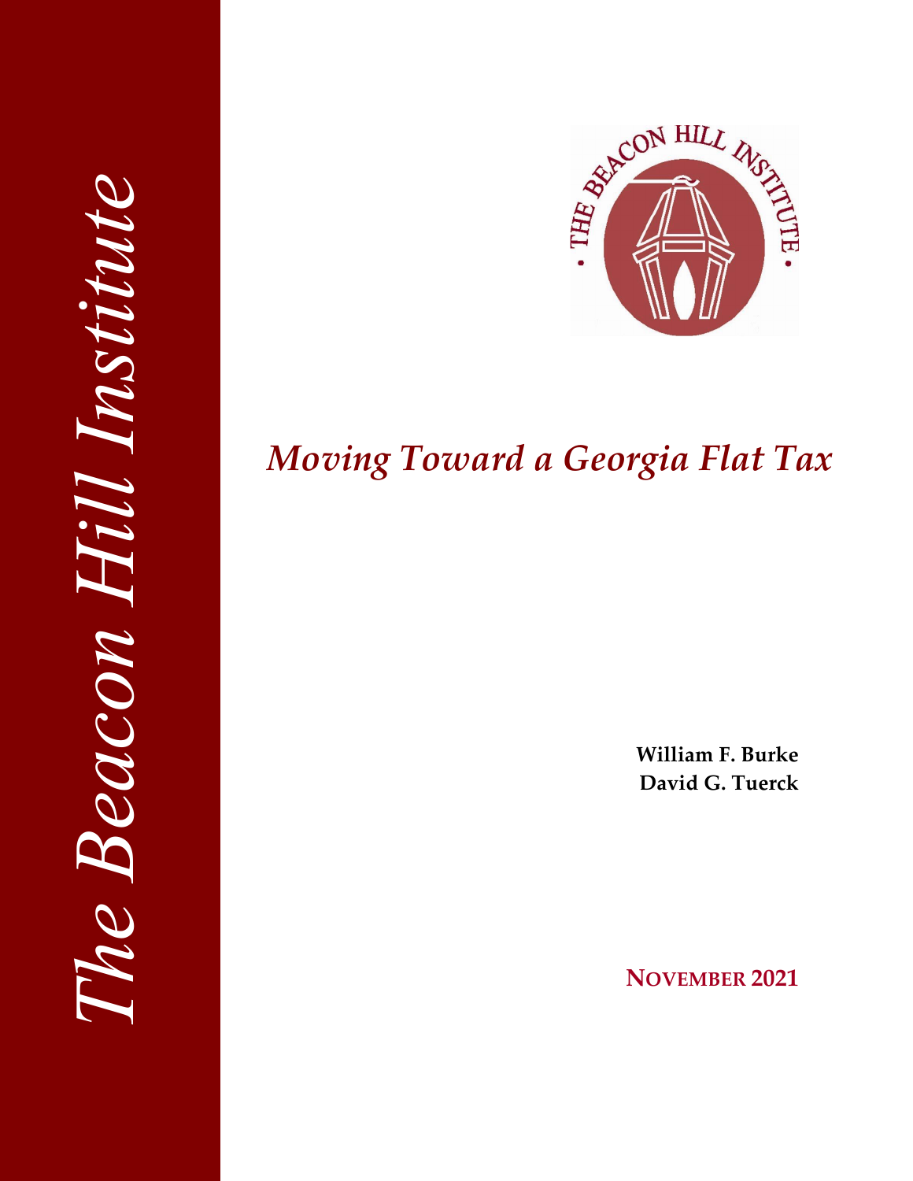*The Beacon Hill Institute*

THE BEACON HILL INSTITUTE

# *Moving Toward a Georgia Flat Tax*

**William F. Burke**
**David G. Tuerck**

**NOVEMBER 2021**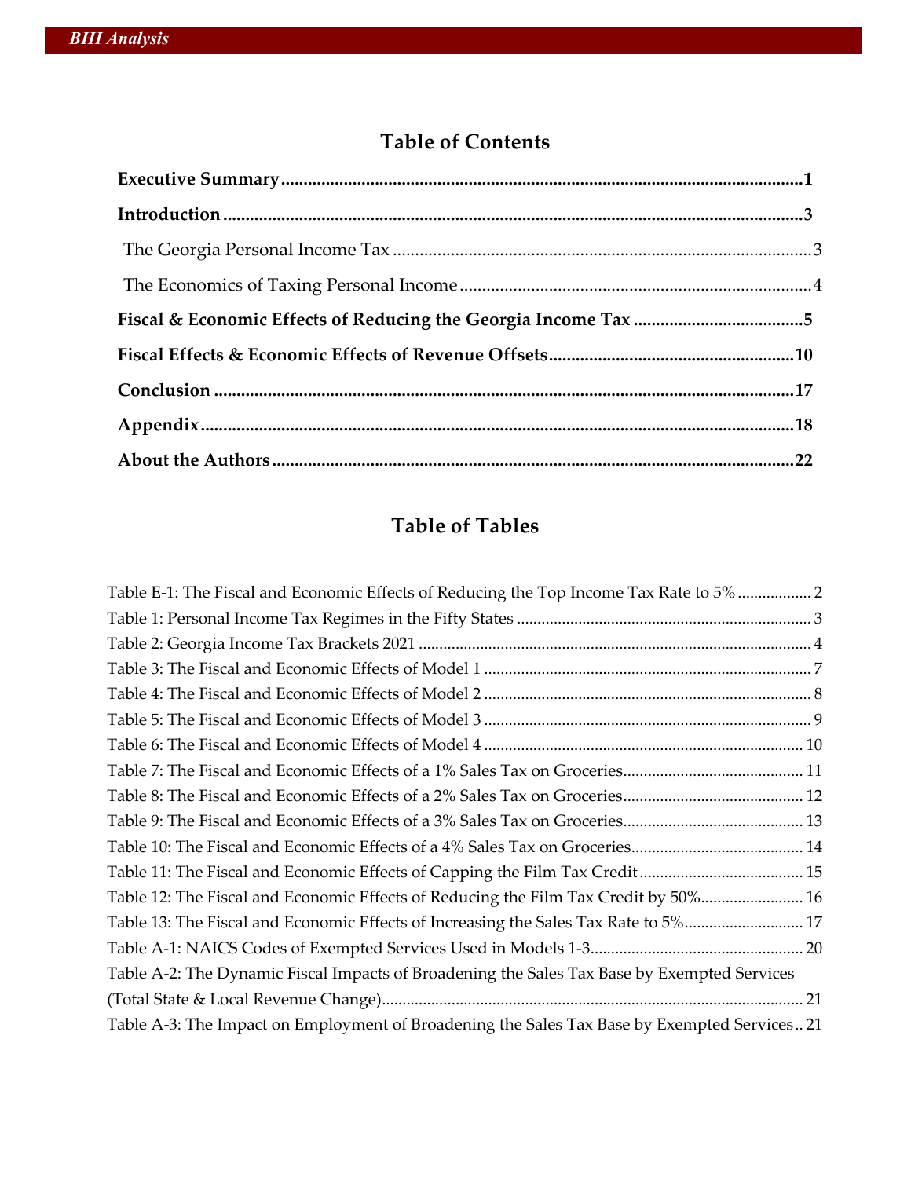# Table of Contents

**Executive Summary** .......... **1**

**Introduction** .......... **3**

- The Georgia Personal Income Tax .......... 3
- The Economics of Taxing Personal Income .......... 4

**Fiscal & Economic Effects of Reducing the Georgia Income Tax** .......... **5**

**Fiscal Effects & Economic Effects of Revenue Offsets** .......... **10**

**Conclusion** .......... **17**

**Appendix** .......... **18**

**About the Authors** .......... **22**

# Table of Tables

Table E-1: The Fiscal and Economic Effects of Reducing the Top Income Tax Rate to 5% .......... 2
Table 1: Personal Income Tax Regimes in the Fifty States .......... 3
Table 2: Georgia Income Tax Brackets 2021 .......... 4
Table 3: The Fiscal and Economic Effects of Model 1 .......... 7
Table 4: The Fiscal and Economic Effects of Model 2 .......... 8
Table 5: The Fiscal and Economic Effects of Model 3 .......... 9
Table 6: The Fiscal and Economic Effects of Model 4 .......... 10
Table 7: The Fiscal and Economic Effects of a 1% Sales Tax on Groceries .......... 11
Table 8: The Fiscal and Economic Effects of a 2% Sales Tax on Groceries .......... 12
Table 9: The Fiscal and Economic Effects of a 3% Sales Tax on Groceries .......... 13
Table 10: The Fiscal and Economic Effects of a 4% Sales Tax on Groceries .......... 14
Table 11: The Fiscal and Economic Effects of Capping the Film Tax Credit .......... 15
Table 12: The Fiscal and Economic Effects of Reducing the Film Tax Credit by 50% .......... 16
Table 13: The Fiscal and Economic Effects of Increasing the Sales Tax Rate to 5% .......... 17
Table A-1: NAICS Codes of Exempted Services Used in Models 1-3 .......... 20
Table A-2: The Dynamic Fiscal Impacts of Broadening the Sales Tax Base by Exempted Services (Total State & Local Revenue Change) .......... 21
Table A-3: The Impact on Employment of Broadening the Sales Tax Base by Exempted Services .......... 21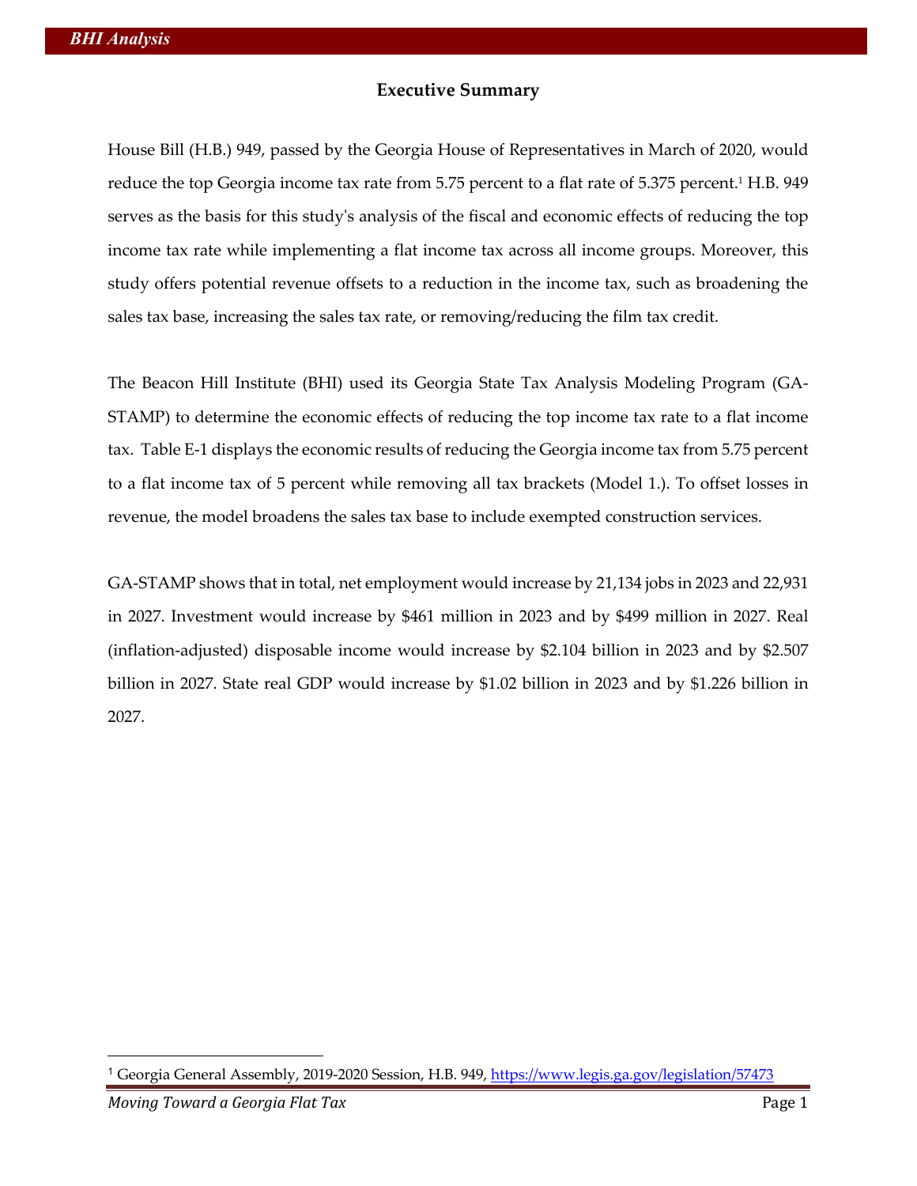## Executive Summary

House Bill (H.B.) 949, passed by the Georgia House of Representatives in March of 2020, would reduce the top Georgia income tax rate from 5.75 percent to a flat rate of 5.375 percent.[1] H.B. 949 serves as the basis for this study's analysis of the fiscal and economic effects of reducing the top income tax rate while implementing a flat income tax across all income groups. Moreover, this study offers potential revenue offsets to a reduction in the income tax, such as broadening the sales tax base, increasing the sales tax rate, or removing/reducing the film tax credit.

The Beacon Hill Institute (BHI) used its Georgia State Tax Analysis Modeling Program (GA-STAMP) to determine the economic effects of reducing the top income tax rate to a flat income tax. Table E-1 displays the economic results of reducing the Georgia income tax from 5.75 percent to a flat income tax of 5 percent while removing all tax brackets (Model 1.). To offset losses in revenue, the model broadens the sales tax base to include exempted construction services.

GA-STAMP shows that in total, net employment would increase by 21,134 jobs in 2023 and 22,931 in 2027. Investment would increase by $461 million in 2023 and by $499 million in 2027. Real (inflation-adjusted) disposable income would increase by $2.104 billion in 2023 and by $2.507 billion in 2027. State real GDP would increase by $1.02 billion in 2023 and by $1.226 billion in 2027.

---

[1] Georgia General Assembly, 2019-2020 Session, H.B. 949, https://www.legis.ga.gov/legislation/57473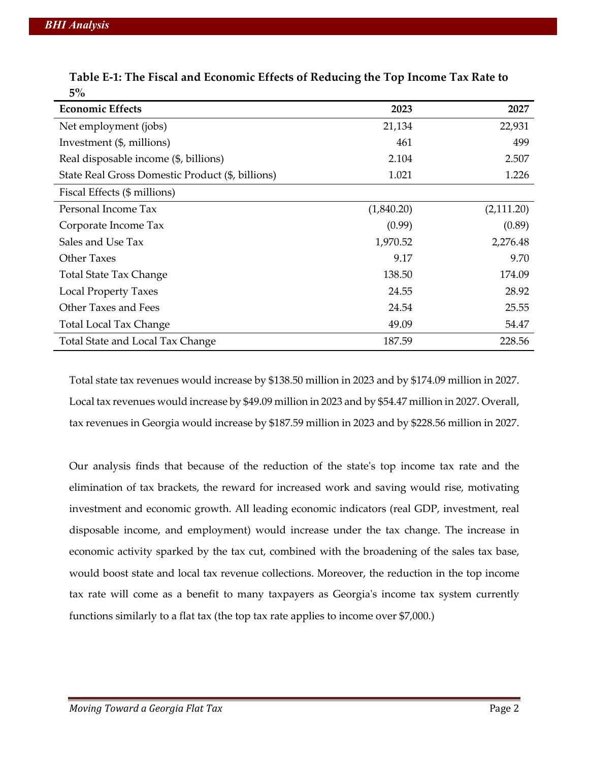**Table E-1: The Fiscal and Economic Effects of Reducing the Top Income Tax Rate to 5%**

| Economic Effects | 2023 | 2027 |
|---|---|---|
| Net employment (jobs) | 21,134 | 22,931 |
| Investment ($, millions) | 461 | 499 |
| Real disposable income ($, billions) | 2.104 | 2.507 |
| State Real Gross Domestic Product ($, billions) | 1.021 | 1.226 |
| Fiscal Effects ($ millions) | | |
| Personal Income Tax | (1,840.20) | (2,111.20) |
| Corporate Income Tax | (0.99) | (0.89) |
| Sales and Use Tax | 1,970.52 | 2,276.48 |
| Other Taxes | 9.17 | 9.70 |
| Total State Tax Change | 138.50 | 174.09 |
| Local Property Taxes | 24.55 | 28.92 |
| Other Taxes and Fees | 24.54 | 25.55 |
| Total Local Tax Change | 49.09 | 54.47 |
| Total State and Local Tax Change | 187.59 | 228.56 |

Total state tax revenues would increase by $138.50 million in 2023 and by $174.09 million in 2027. Local tax revenues would increase by $49.09 million in 2023 and by $54.47 million in 2027. Overall, tax revenues in Georgia would increase by $187.59 million in 2023 and by $228.56 million in 2027.

Our analysis finds that because of the reduction of the state's top income tax rate and the elimination of tax brackets, the reward for increased work and saving would rise, motivating investment and economic growth. All leading economic indicators (real GDP, investment, real disposable income, and employment) would increase under the tax change. The increase in economic activity sparked by the tax cut, combined with the broadening of the sales tax base, would boost state and local tax revenue collections. Moreover, the reduction in the top income tax rate will come as a benefit to many taxpayers as Georgia's income tax system currently functions similarly to a flat tax (the top tax rate applies to income over $7,000.)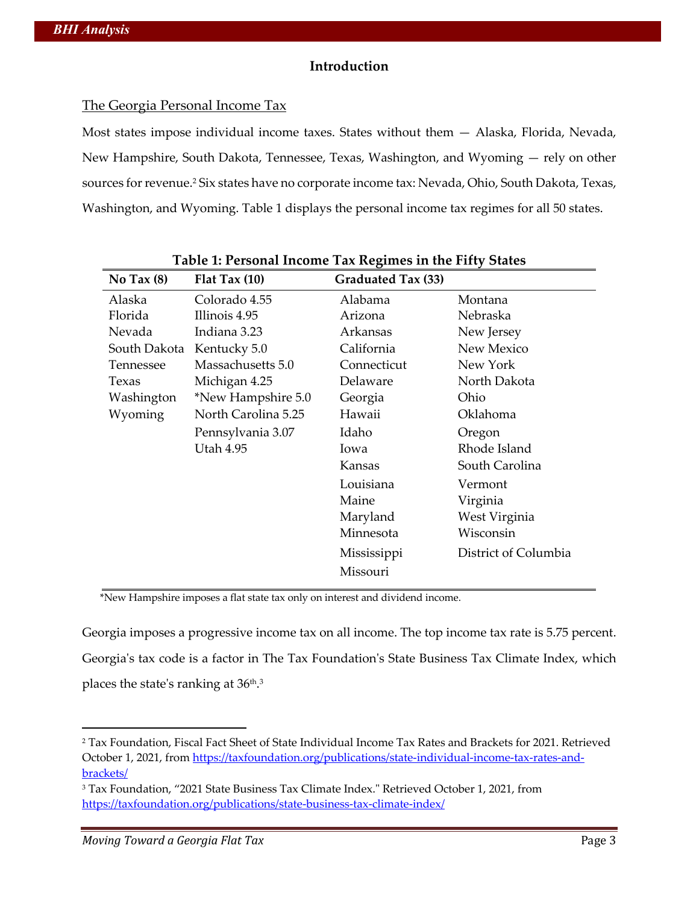## Introduction

### The Georgia Personal Income Tax

Most states impose individual income taxes. States without them — Alaska, Florida, Nevada, New Hampshire, South Dakota, Tennessee, Texas, Washington, and Wyoming — rely on other sources for revenue.[2] Six states have no corporate income tax: Nevada, Ohio, South Dakota, Texas, Washington, and Wyoming. Table 1 displays the personal income tax regimes for all 50 states.

**Table 1: Personal Income Tax Regimes in the Fifty States**

| No Tax (8) | Flat Tax (10) | Graduated Tax (33) | |
|---|---|---|---|
| Alaska | Colorado 4.55 | Alabama | Montana |
| Florida | Illinois 4.95 | Arizona | Nebraska |
| Nevada | Indiana 3.23 | Arkansas | New Jersey |
| South Dakota | Kentucky 5.0 | California | New Mexico |
| Tennessee | Massachusetts 5.0 | Connecticut | New York |
| Texas | Michigan 4.25 | Delaware | North Dakota |
| Washington | *New Hampshire 5.0 | Georgia | Ohio |
| Wyoming | North Carolina 5.25 | Hawaii | Oklahoma |
| | Pennsylvania 3.07 | Idaho | Oregon |
| | Utah 4.95 | Iowa | Rhode Island |
| | | Kansas | South Carolina |
| | | Louisiana | Vermont |
| | | Maine | Virginia |
| | | Maryland | West Virginia |
| | | Minnesota | Wisconsin |
| | | Mississippi | District of Columbia |
| | | Missouri | |

*New Hampshire imposes a flat state tax only on interest and dividend income.

Georgia imposes a progressive income tax on all income. The top income tax rate is 5.75 percent. Georgia's tax code is a factor in The Tax Foundation's State Business Tax Climate Index, which places the state's ranking at 36th.[3]

---

[2] Tax Foundation, Fiscal Fact Sheet of State Individual Income Tax Rates and Brackets for 2021. Retrieved October 1, 2021, from https://taxfoundation.org/publications/state-individual-income-tax-rates-and-brackets/

[3] Tax Foundation, "2021 State Business Tax Climate Index." Retrieved October 1, 2021, from https://taxfoundation.org/publications/state-business-tax-climate-index/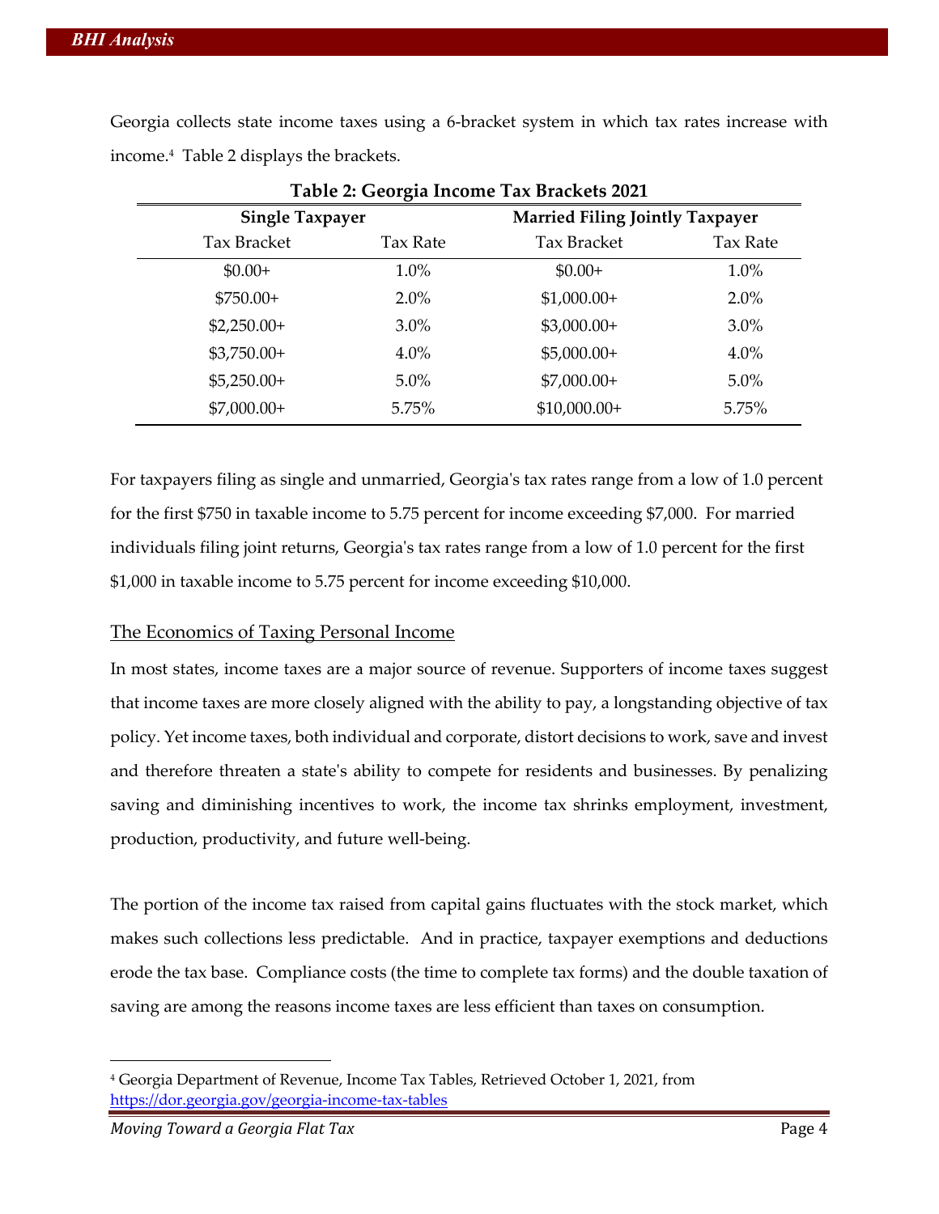Georgia collects state income taxes using a 6-bracket system in which tax rates increase with income.[4] Table 2 displays the brackets.

**Table 2: Georgia Income Tax Brackets 2021**

| Single Taxpayer | | Married Filing Jointly Taxpayer | |
|---|---|---|---|
| Tax Bracket | Tax Rate | Tax Bracket | Tax Rate |
| $0.00+ | 1.0% | $0.00+ | 1.0% |
| $750.00+ | 2.0% | $1,000.00+ | 2.0% |
| $2,250.00+ | 3.0% | $3,000.00+ | 3.0% |
| $3,750.00+ | 4.0% | $5,000.00+ | 4.0% |
| $5,250.00+ | 5.0% | $7,000.00+ | 5.0% |
| $7,000.00+ | 5.75% | $10,000.00+ | 5.75% |

For taxpayers filing as single and unmarried, Georgia's tax rates range from a low of 1.0 percent for the first $750 in taxable income to 5.75 percent for income exceeding $7,000. For married individuals filing joint returns, Georgia's tax rates range from a low of 1.0 percent for the first $1,000 in taxable income to 5.75 percent for income exceeding $10,000.

## The Economics of Taxing Personal Income

In most states, income taxes are a major source of revenue. Supporters of income taxes suggest that income taxes are more closely aligned with the ability to pay, a longstanding objective of tax policy. Yet income taxes, both individual and corporate, distort decisions to work, save and invest and therefore threaten a state's ability to compete for residents and businesses. By penalizing saving and diminishing incentives to work, the income tax shrinks employment, investment, production, productivity, and future well-being.

The portion of the income tax raised from capital gains fluctuates with the stock market, which makes such collections less predictable. And in practice, taxpayer exemptions and deductions erode the tax base. Compliance costs (the time to complete tax forms) and the double taxation of saving are among the reasons income taxes are less efficient than taxes on consumption.

---

[4] Georgia Department of Revenue, Income Tax Tables, Retrieved October 1, 2021, from https://dor.georgia.gov/georgia-income-tax-tables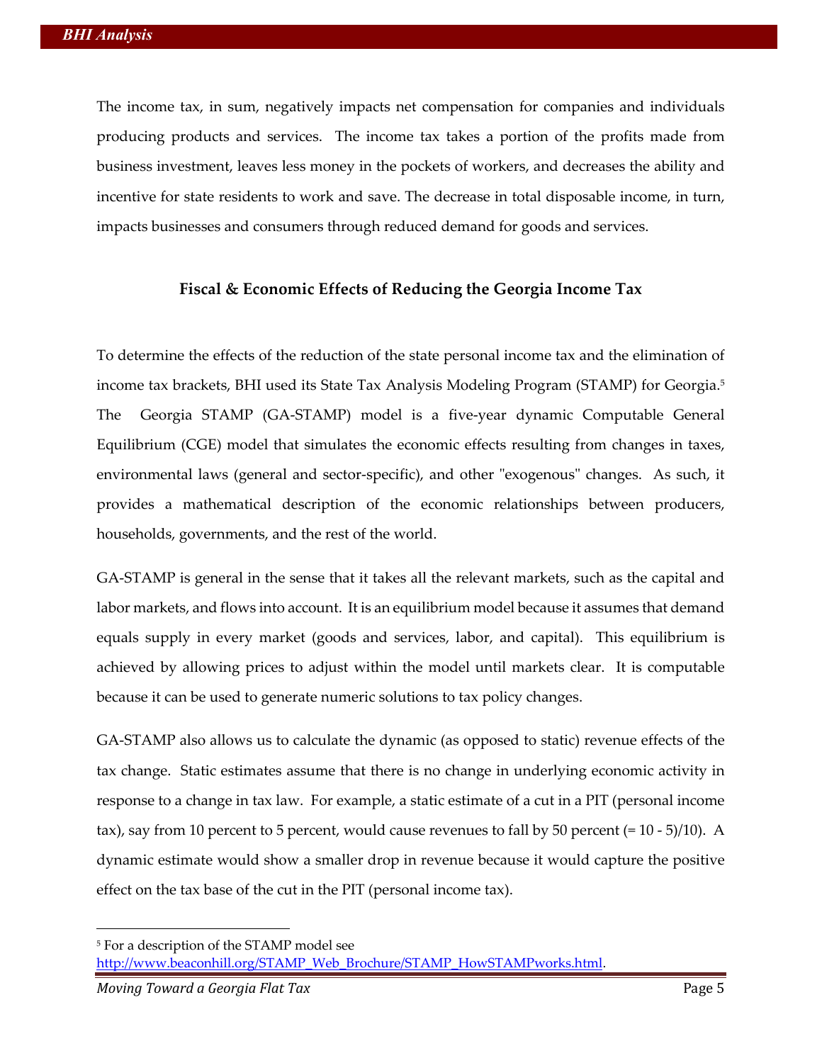The income tax, in sum, negatively impacts net compensation for companies and individuals producing products and services. The income tax takes a portion of the profits made from business investment, leaves less money in the pockets of workers, and decreases the ability and incentive for state residents to work and save. The decrease in total disposable income, in turn, impacts businesses and consumers through reduced demand for goods and services.

## Fiscal & Economic Effects of Reducing the Georgia Income Tax

To determine the effects of the reduction of the state personal income tax and the elimination of income tax brackets, BHI used its State Tax Analysis Modeling Program (STAMP) for Georgia.[5] The Georgia STAMP (GA-STAMP) model is a five-year dynamic Computable General Equilibrium (CGE) model that simulates the economic effects resulting from changes in taxes, environmental laws (general and sector-specific), and other "exogenous" changes. As such, it provides a mathematical description of the economic relationships between producers, households, governments, and the rest of the world.

GA-STAMP is general in the sense that it takes all the relevant markets, such as the capital and labor markets, and flows into account. It is an equilibrium model because it assumes that demand equals supply in every market (goods and services, labor, and capital). This equilibrium is achieved by allowing prices to adjust within the model until markets clear. It is computable because it can be used to generate numeric solutions to tax policy changes.

GA-STAMP also allows us to calculate the dynamic (as opposed to static) revenue effects of the tax change. Static estimates assume that there is no change in underlying economic activity in response to a change in tax law. For example, a static estimate of a cut in a PIT (personal income tax), say from 10 percent to 5 percent, would cause revenues to fall by 50 percent (= 10 - 5)/10). A dynamic estimate would show a smaller drop in revenue because it would capture the positive effect on the tax base of the cut in the PIT (personal income tax).

---

[5] For a description of the STAMP model see http://www.beaconhill.org/STAMP_Web_Brochure/STAMP_HowSTAMPworks.html.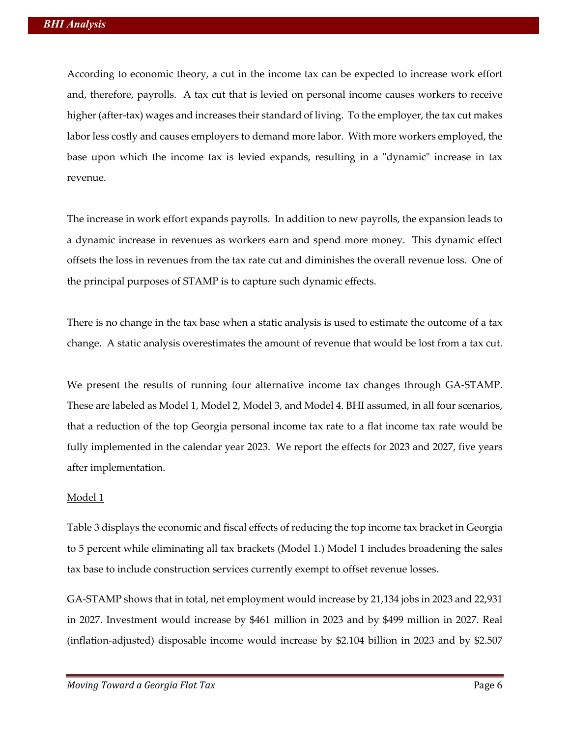According to economic theory, a cut in the income tax can be expected to increase work effort and, therefore, payrolls. A tax cut that is levied on personal income causes workers to receive higher (after-tax) wages and increases their standard of living. To the employer, the tax cut makes labor less costly and causes employers to demand more labor. With more workers employed, the base upon which the income tax is levied expands, resulting in a "dynamic" increase in tax revenue.

The increase in work effort expands payrolls. In addition to new payrolls, the expansion leads to a dynamic increase in revenues as workers earn and spend more money. This dynamic effect offsets the loss in revenues from the tax rate cut and diminishes the overall revenue loss. One of the principal purposes of STAMP is to capture such dynamic effects.

There is no change in the tax base when a static analysis is used to estimate the outcome of a tax change. A static analysis overestimates the amount of revenue that would be lost from a tax cut.

We present the results of running four alternative income tax changes through GA-STAMP. These are labeled as Model 1, Model 2, Model 3, and Model 4. BHI assumed, in all four scenarios, that a reduction of the top Georgia personal income tax rate to a flat income tax rate would be fully implemented in the calendar year 2023. We report the effects for 2023 and 2027, five years after implementation.

Model 1

Table 3 displays the economic and fiscal effects of reducing the top income tax bracket in Georgia to 5 percent while eliminating all tax brackets (Model 1.) Model 1 includes broadening the sales tax base to include construction services currently exempt to offset revenue losses.

GA-STAMP shows that in total, net employment would increase by 21,134 jobs in 2023 and 22,931 in 2027. Investment would increase by $461 million in 2023 and by $499 million in 2027. Real (inflation-adjusted) disposable income would increase by $2.104 billion in 2023 and by $2.507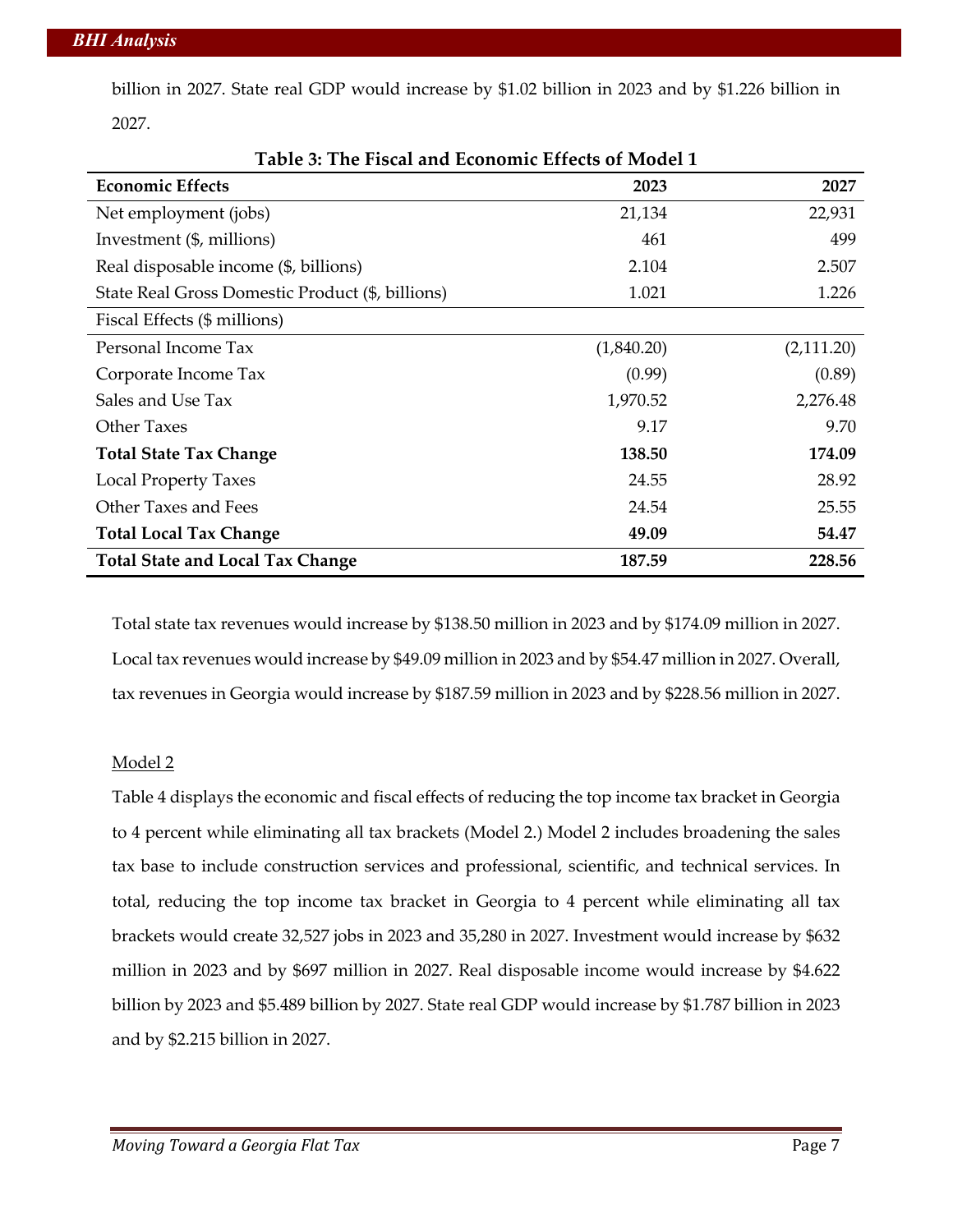billion in 2027. State real GDP would increase by $1.02 billion in 2023 and by $1.226 billion in 2027.

**Table 3: The Fiscal and Economic Effects of Model 1**

| **Economic Effects** | **2023** | **2027** |
|---|---|---|
| Net employment (jobs) | 21,134 | 22,931 |
| Investment ($, millions) | 461 | 499 |
| Real disposable income ($, billions) | 2.104 | 2.507 |
| State Real Gross Domestic Product ($, billions) | 1.021 | 1.226 |
| Fiscal Effects ($ millions) | | |
| Personal Income Tax | (1,840.20) | (2,111.20) |
| Corporate Income Tax | (0.99) | (0.89) |
| Sales and Use Tax | 1,970.52 | 2,276.48 |
| Other Taxes | 9.17 | 9.70 |
| **Total State Tax Change** | **138.50** | **174.09** |
| Local Property Taxes | 24.55 | 28.92 |
| Other Taxes and Fees | 24.54 | 25.55 |
| **Total Local Tax Change** | **49.09** | **54.47** |
| **Total State and Local Tax Change** | **187.59** | **228.56** |

Total state tax revenues would increase by $138.50 million in 2023 and by $174.09 million in 2027. Local tax revenues would increase by $49.09 million in 2023 and by $54.47 million in 2027. Overall, tax revenues in Georgia would increase by $187.59 million in 2023 and by $228.56 million in 2027.

Model 2

Table 4 displays the economic and fiscal effects of reducing the top income tax bracket in Georgia to 4 percent while eliminating all tax brackets (Model 2.) Model 2 includes broadening the sales tax base to include construction services and professional, scientific, and technical services. In total, reducing the top income tax bracket in Georgia to 4 percent while eliminating all tax brackets would create 32,527 jobs in 2023 and 35,280 in 2027. Investment would increase by $632 million in 2023 and by $697 million in 2027. Real disposable income would increase by $4.622 billion by 2023 and $5.489 billion by 2027. State real GDP would increase by $1.787 billion in 2023 and by $2.215 billion in 2027.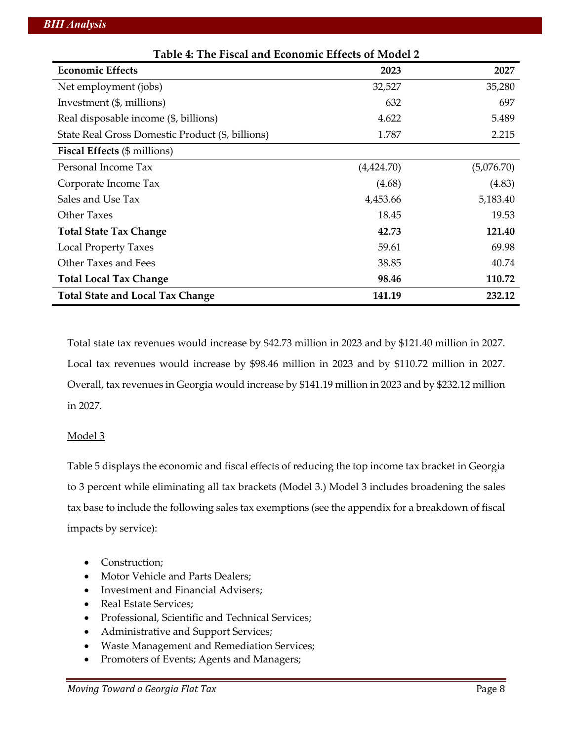**Table 4: The Fiscal and Economic Effects of Model 2**

| **Economic Effects** | **2023** | **2027** |
|---|---|---|
| Net employment (jobs) | 32,527 | 35,280 |
| Investment ($, millions) | 632 | 697 |
| Real disposable income ($, billions) | 4.622 | 5.489 |
| State Real Gross Domestic Product ($, billions) | 1.787 | 2.215 |
| **Fiscal Effects** ($ millions) | | |
| Personal Income Tax | (4,424.70) | (5,076.70) |
| Corporate Income Tax | (4.68) | (4.83) |
| Sales and Use Tax | 4,453.66 | 5,183.40 |
| Other Taxes | 18.45 | 19.53 |
| **Total State Tax Change** | **42.73** | **121.40** |
| Local Property Taxes | 59.61 | 69.98 |
| Other Taxes and Fees | 38.85 | 40.74 |
| **Total Local Tax Change** | **98.46** | **110.72** |
| **Total State and Local Tax Change** | **141.19** | **232.12** |

Total state tax revenues would increase by $42.73 million in 2023 and by $121.40 million in 2027. Local tax revenues would increase by $98.46 million in 2023 and by $110.72 million in 2027. Overall, tax revenues in Georgia would increase by $141.19 million in 2023 and by $232.12 million in 2027.

Model 3

Table 5 displays the economic and fiscal effects of reducing the top income tax bracket in Georgia to 3 percent while eliminating all tax brackets (Model 3.) Model 3 includes broadening the sales tax base to include the following sales tax exemptions (see the appendix for a breakdown of fiscal impacts by service):

- Construction;
- Motor Vehicle and Parts Dealers;
- Investment and Financial Advisers;
- Real Estate Services;
- Professional, Scientific and Technical Services;
- Administrative and Support Services;
- Waste Management and Remediation Services;
- Promoters of Events; Agents and Managers;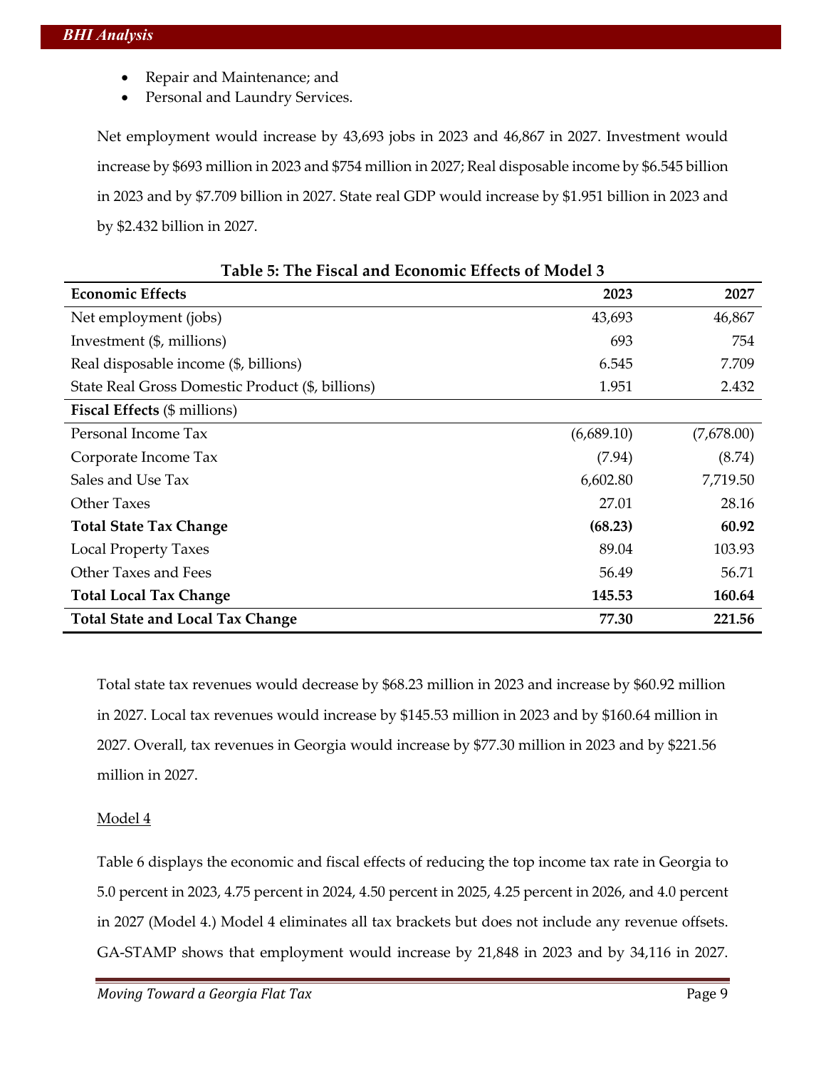- Repair and Maintenance; and
- Personal and Laundry Services.

Net employment would increase by 43,693 jobs in 2023 and 46,867 in 2027. Investment would increase by $693 million in 2023 and $754 million in 2027; Real disposable income by $6.545 billion in 2023 and by $7.709 billion in 2027. State real GDP would increase by $1.951 billion in 2023 and by $2.432 billion in 2027.

**Table 5: The Fiscal and Economic Effects of Model 3**

| **Economic Effects** | **2023** | **2027** |
|---|---|---|
| Net employment (jobs) | 43,693 | 46,867 |
| Investment ($, millions) | 693 | 754 |
| Real disposable income ($, billions) | 6.545 | 7.709 |
| State Real Gross Domestic Product ($, billions) | 1.951 | 2.432 |
| **Fiscal Effects** ($ millions) | | |
| Personal Income Tax | (6,689.10) | (7,678.00) |
| Corporate Income Tax | (7.94) | (8.74) |
| Sales and Use Tax | 6,602.80 | 7,719.50 |
| Other Taxes | 27.01 | 28.16 |
| **Total State Tax Change** | **(68.23)** | **60.92** |
| Local Property Taxes | 89.04 | 103.93 |
| Other Taxes and Fees | 56.49 | 56.71 |
| **Total Local Tax Change** | **145.53** | **160.64** |
| **Total State and Local Tax Change** | **77.30** | **221.56** |

Total state tax revenues would decrease by $68.23 million in 2023 and increase by $60.92 million in 2027. Local tax revenues would increase by $145.53 million in 2023 and by $160.64 million in 2027. Overall, tax revenues in Georgia would increase by $77.30 million in 2023 and by $221.56 million in 2027.

Model 4

Table 6 displays the economic and fiscal effects of reducing the top income tax rate in Georgia to 5.0 percent in 2023, 4.75 percent in 2024, 4.50 percent in 2025, 4.25 percent in 2026, and 4.0 percent in 2027 (Model 4.) Model 4 eliminates all tax brackets but does not include any revenue offsets. GA-STAMP shows that employment would increase by 21,848 in 2023 and by 34,116 in 2027.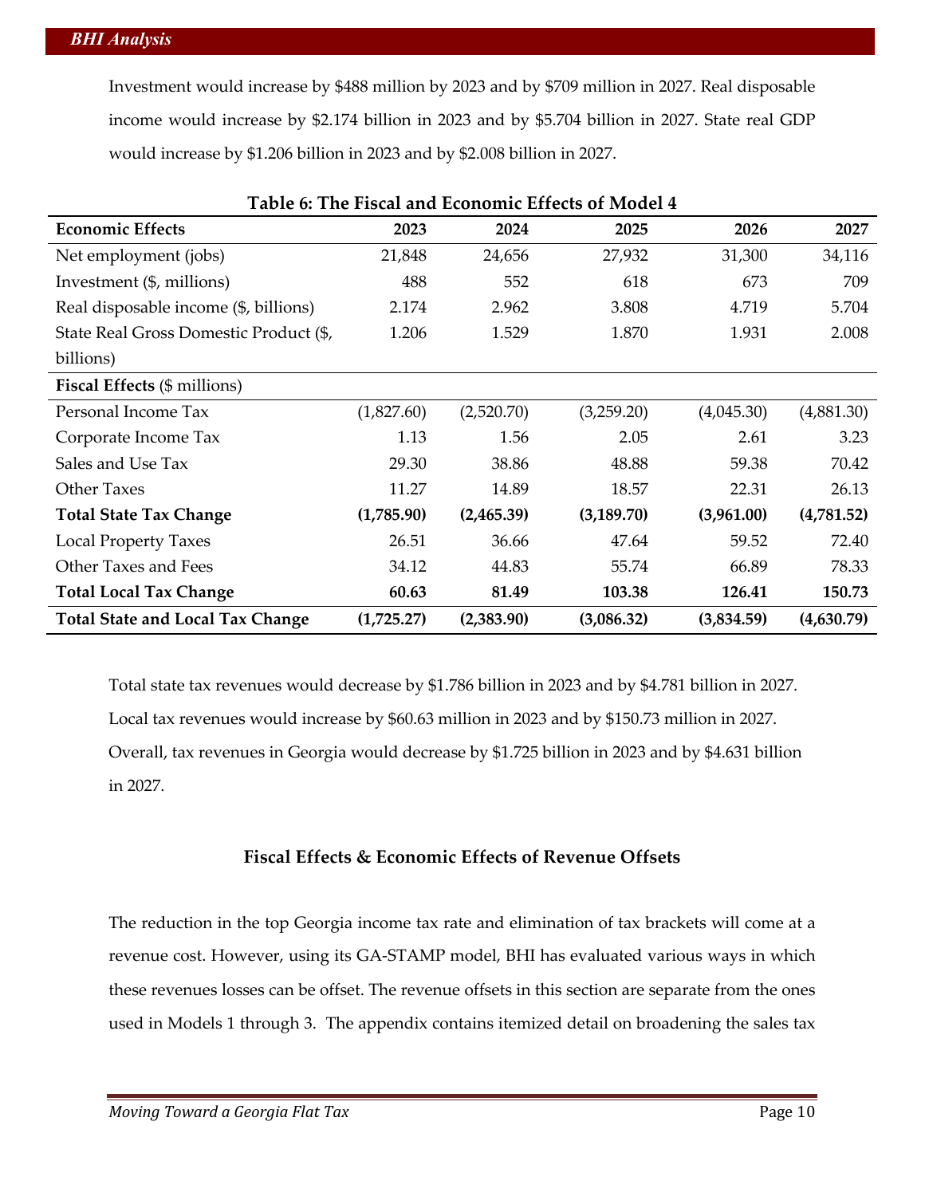Investment would increase by $488 million by 2023 and by $709 million in 2027. Real disposable income would increase by $2.174 billion in 2023 and by $5.704 billion in 2027. State real GDP would increase by $1.206 billion in 2023 and by $2.008 billion in 2027.

**Table 6: The Fiscal and Economic Effects of Model 4**

| **Economic Effects** | **2023** | **2024** | **2025** | **2026** | **2027** |
|---|---|---|---|---|---|
| Net employment (jobs) | 21,848 | 24,656 | 27,932 | 31,300 | 34,116 |
| Investment ($, millions) | 488 | 552 | 618 | 673 | 709 |
| Real disposable income ($, billions) | 2.174 | 2.962 | 3.808 | 4.719 | 5.704 |
| State Real Gross Domestic Product ($, billions) | 1.206 | 1.529 | 1.870 | 1.931 | 2.008 |
| **Fiscal Effects** ($ millions) | | | | | |
| Personal Income Tax | (1,827.60) | (2,520.70) | (3,259.20) | (4,045.30) | (4,881.30) |
| Corporate Income Tax | 1.13 | 1.56 | 2.05 | 2.61 | 3.23 |
| Sales and Use Tax | 29.30 | 38.86 | 48.88 | 59.38 | 70.42 |
| Other Taxes | 11.27 | 14.89 | 18.57 | 22.31 | 26.13 |
| **Total State Tax Change** | **(1,785.90)** | **(2,465.39)** | **(3,189.70)** | **(3,961.00)** | **(4,781.52)** |
| Local Property Taxes | 26.51 | 36.66 | 47.64 | 59.52 | 72.40 |
| Other Taxes and Fees | 34.12 | 44.83 | 55.74 | 66.89 | 78.33 |
| **Total Local Tax Change** | **60.63** | **81.49** | **103.38** | **126.41** | **150.73** |
| **Total State and Local Tax Change** | **(1,725.27)** | **(2,383.90)** | **(3,086.32)** | **(3,834.59)** | **(4,630.79)** |

Total state tax revenues would decrease by $1.786 billion in 2023 and by $4.781 billion in 2027. Local tax revenues would increase by $60.63 million in 2023 and by $150.73 million in 2027. Overall, tax revenues in Georgia would decrease by $1.725 billion in 2023 and by $4.631 billion in 2027.

### Fiscal Effects & Economic Effects of Revenue Offsets

The reduction in the top Georgia income tax rate and elimination of tax brackets will come at a revenue cost. However, using its GA-STAMP model, BHI has evaluated various ways in which these revenues losses can be offset. The revenue offsets in this section are separate from the ones used in Models 1 through 3. The appendix contains itemized detail on broadening the sales tax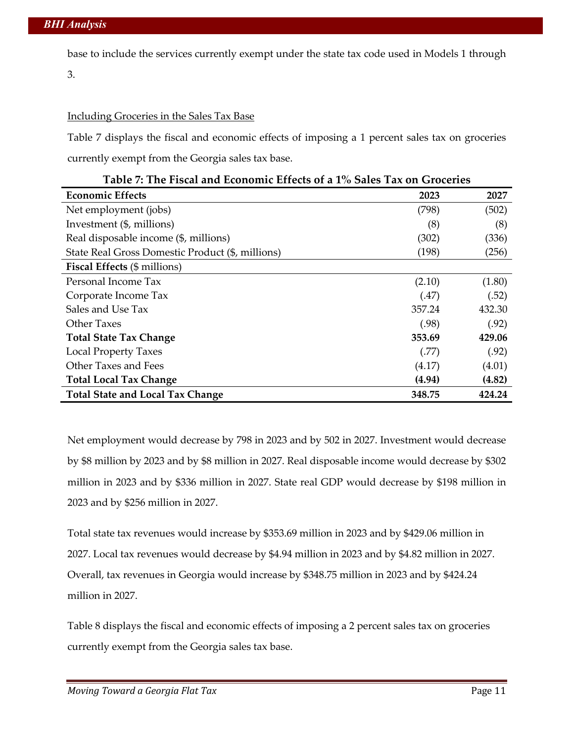base to include the services currently exempt under the state tax code used in Models 1 through 3.

Including Groceries in the Sales Tax Base

Table 7 displays the fiscal and economic effects of imposing a 1 percent sales tax on groceries currently exempt from the Georgia sales tax base.

**Table 7: The Fiscal and Economic Effects of a 1% Sales Tax on Groceries**

| **Economic Effects** | **2023** | **2027** |
|---|---|---|
| Net employment (jobs) | (798) | (502) |
| Investment ($, millions) | (8) | (8) |
| Real disposable income ($, millions) | (302) | (336) |
| State Real Gross Domestic Product ($, millions) | (198) | (256) |
| **Fiscal Effects** ($ millions) | | |
| Personal Income Tax | (2.10) | (1.80) |
| Corporate Income Tax | (.47) | (.52) |
| Sales and Use Tax | 357.24 | 432.30 |
| Other Taxes | (.98) | (.92) |
| **Total State Tax Change** | **353.69** | **429.06** |
| Local Property Taxes | (.77) | (.92) |
| Other Taxes and Fees | (4.17) | (4.01) |
| **Total Local Tax Change** | **(4.94)** | **(4.82)** |
| **Total State and Local Tax Change** | **348.75** | **424.24** |

Net employment would decrease by 798 in 2023 and by 502 in 2027. Investment would decrease by $8 million by 2023 and by $8 million in 2027. Real disposable income would decrease by $302 million in 2023 and by $336 million in 2027. State real GDP would decrease by $198 million in 2023 and by $256 million in 2027.

Total state tax revenues would increase by $353.69 million in 2023 and by $429.06 million in 2027. Local tax revenues would decrease by $4.94 million in 2023 and by $4.82 million in 2027. Overall, tax revenues in Georgia would increase by $348.75 million in 2023 and by $424.24 million in 2027.

Table 8 displays the fiscal and economic effects of imposing a 2 percent sales tax on groceries currently exempt from the Georgia sales tax base.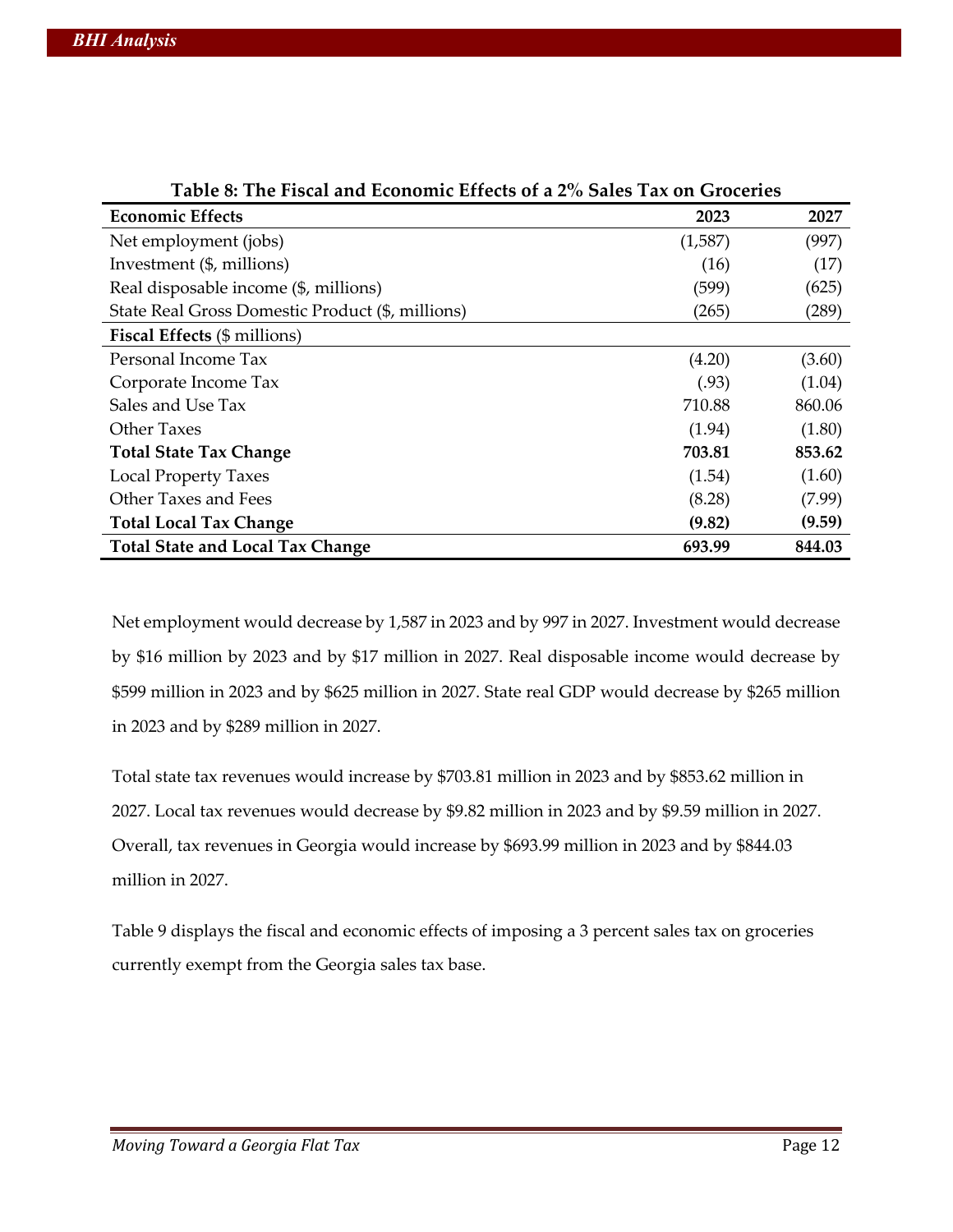**Table 8: The Fiscal and Economic Effects of a 2% Sales Tax on Groceries**

| **Economic Effects** | **2023** | **2027** |
|---|---|---|
| Net employment (jobs) | (1,587) | (997) |
| Investment ($, millions) | (16) | (17) |
| Real disposable income ($, millions) | (599) | (625) |
| State Real Gross Domestic Product ($, millions) | (265) | (289) |
| **Fiscal Effects** ($ millions) | | |
| Personal Income Tax | (4.20) | (3.60) |
| Corporate Income Tax | (.93) | (1.04) |
| Sales and Use Tax | 710.88 | 860.06 |
| Other Taxes | (1.94) | (1.80) |
| **Total State Tax Change** | **703.81** | **853.62** |
| Local Property Taxes | (1.54) | (1.60) |
| Other Taxes and Fees | (8.28) | (7.99) |
| **Total Local Tax Change** | **(9.82)** | **(9.59)** |
| **Total State and Local Tax Change** | **693.99** | **844.03** |

Net employment would decrease by 1,587 in 2023 and by 997 in 2027. Investment would decrease by $16 million by 2023 and by $17 million in 2027. Real disposable income would decrease by $599 million in 2023 and by $625 million in 2027. State real GDP would decrease by $265 million in 2023 and by $289 million in 2027.

Total state tax revenues would increase by $703.81 million in 2023 and by $853.62 million in 2027. Local tax revenues would decrease by $9.82 million in 2023 and by $9.59 million in 2027. Overall, tax revenues in Georgia would increase by $693.99 million in 2023 and by $844.03 million in 2027.

Table 9 displays the fiscal and economic effects of imposing a 3 percent sales tax on groceries currently exempt from the Georgia sales tax base.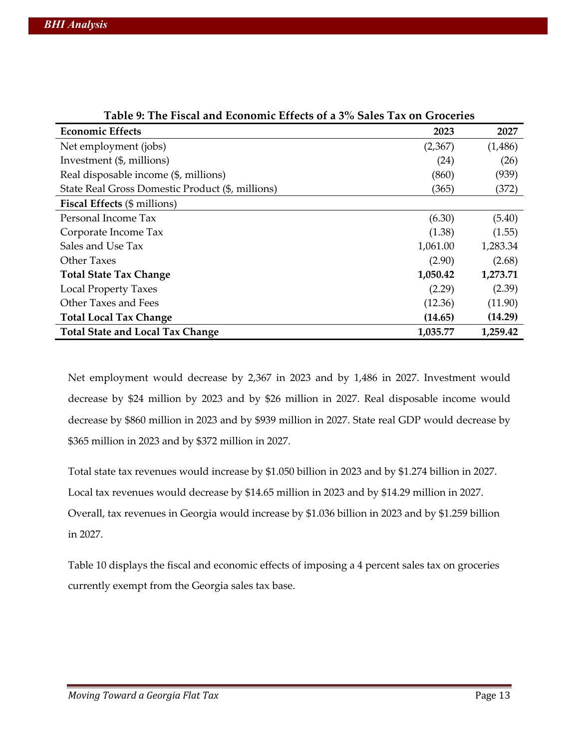**Table 9: The Fiscal and Economic Effects of a 3% Sales Tax on Groceries**

| **Economic Effects** | **2023** | **2027** |
|---|---|---|
| Net employment (jobs) | (2,367) | (1,486) |
| Investment ($, millions) | (24) | (26) |
| Real disposable income ($, millions) | (860) | (939) |
| State Real Gross Domestic Product ($, millions) | (365) | (372) |
| **Fiscal Effects** ($ millions) | | |
| Personal Income Tax | (6.30) | (5.40) |
| Corporate Income Tax | (1.38) | (1.55) |
| Sales and Use Tax | 1,061.00 | 1,283.34 |
| Other Taxes | (2.90) | (2.68) |
| **Total State Tax Change** | **1,050.42** | **1,273.71** |
| Local Property Taxes | (2.29) | (2.39) |
| Other Taxes and Fees | (12.36) | (11.90) |
| **Total Local Tax Change** | **(14.65)** | **(14.29)** |
| **Total State and Local Tax Change** | **1,035.77** | **1,259.42** |

Net employment would decrease by 2,367 in 2023 and by 1,486 in 2027. Investment would decrease by $24 million by 2023 and by $26 million in 2027. Real disposable income would decrease by $860 million in 2023 and by $939 million in 2027. State real GDP would decrease by $365 million in 2023 and by $372 million in 2027.

Total state tax revenues would increase by $1.050 billion in 2023 and by $1.274 billion in 2027. Local tax revenues would decrease by $14.65 million in 2023 and by $14.29 million in 2027. Overall, tax revenues in Georgia would increase by $1.036 billion in 2023 and by $1.259 billion in 2027.

Table 10 displays the fiscal and economic effects of imposing a 4 percent sales tax on groceries currently exempt from the Georgia sales tax base.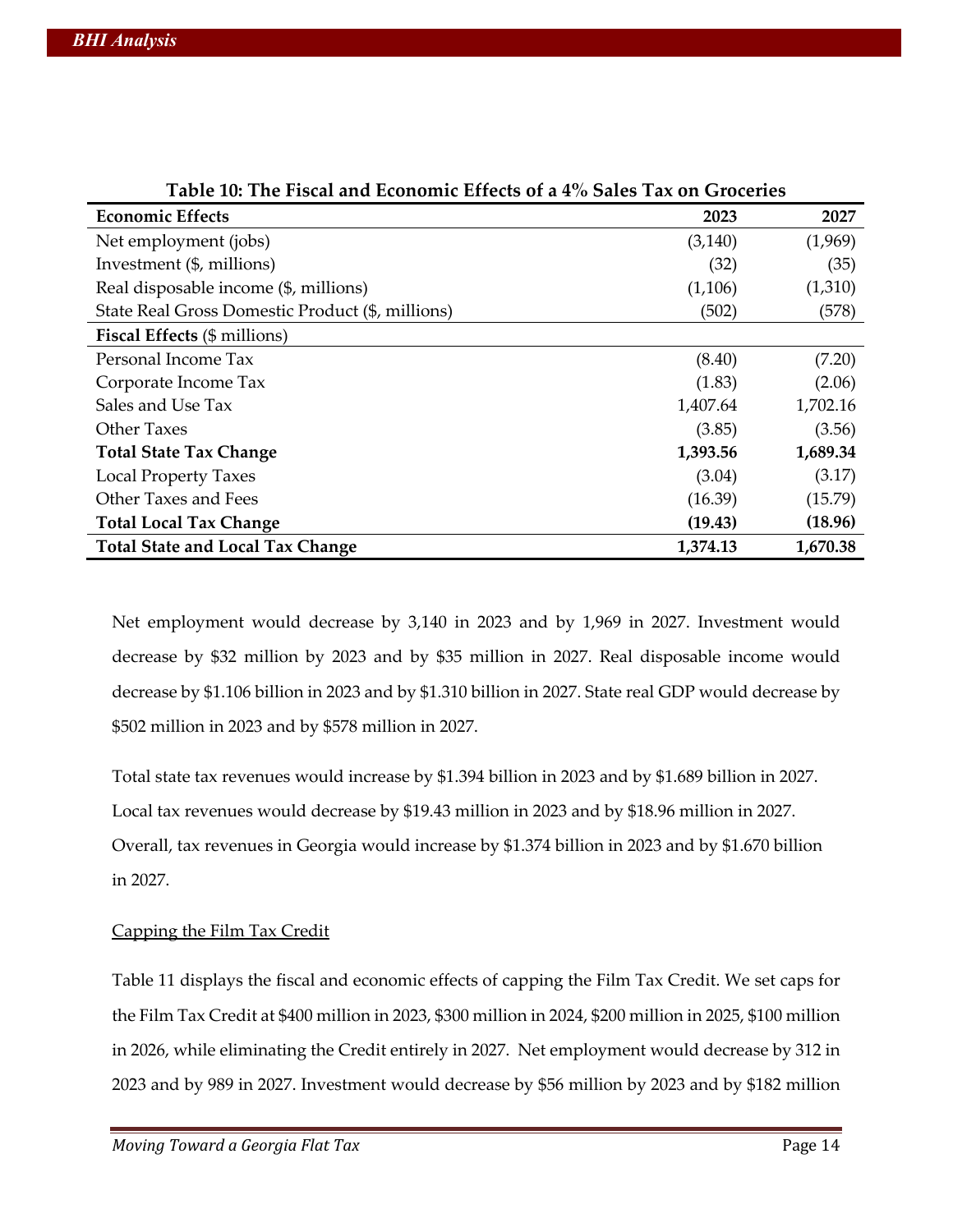**Table 10: The Fiscal and Economic Effects of a 4% Sales Tax on Groceries**

| Economic Effects | 2023 | 2027 |
|---|---|---|
| Net employment (jobs) | (3,140) | (1,969) |
| Investment ($, millions) | (32) | (35) |
| Real disposable income ($, millions) | (1,106) | (1,310) |
| State Real Gross Domestic Product ($, millions) | (502) | (578) |
| **Fiscal Effects** ($ millions) | | |
| Personal Income Tax | (8.40) | (7.20) |
| Corporate Income Tax | (1.83) | (2.06) |
| Sales and Use Tax | 1,407.64 | 1,702.16 |
| Other Taxes | (3.85) | (3.56) |
| **Total State Tax Change** | **1,393.56** | **1,689.34** |
| Local Property Taxes | (3.04) | (3.17) |
| Other Taxes and Fees | (16.39) | (15.79) |
| **Total Local Tax Change** | **(19.43)** | **(18.96)** |
| **Total State and Local Tax Change** | **1,374.13** | **1,670.38** |

Net employment would decrease by 3,140 in 2023 and by 1,969 in 2027. Investment would decrease by $32 million by 2023 and by $35 million in 2027. Real disposable income would decrease by $1.106 billion in 2023 and by $1.310 billion in 2027. State real GDP would decrease by $502 million in 2023 and by $578 million in 2027.

Total state tax revenues would increase by $1.394 billion in 2023 and by $1.689 billion in 2027. Local tax revenues would decrease by $19.43 million in 2023 and by $18.96 million in 2027. Overall, tax revenues in Georgia would increase by $1.374 billion in 2023 and by $1.670 billion in 2027.

### Capping the Film Tax Credit

Table 11 displays the fiscal and economic effects of capping the Film Tax Credit. We set caps for the Film Tax Credit at $400 million in 2023, $300 million in 2024, $200 million in 2025, $100 million in 2026, while eliminating the Credit entirely in 2027. Net employment would decrease by 312 in 2023 and by 989 in 2027. Investment would decrease by $56 million by 2023 and by $182 million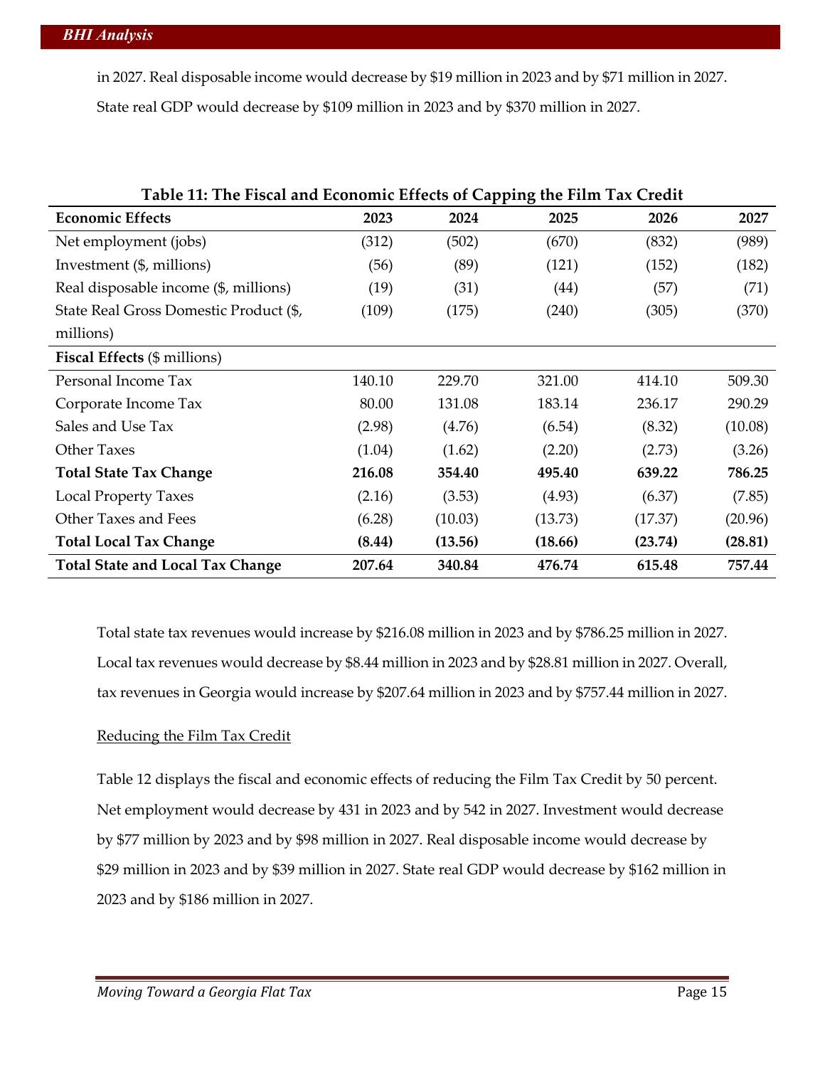in 2027. Real disposable income would decrease by $19 million in 2023 and by $71 million in 2027. State real GDP would decrease by $109 million in 2023 and by $370 million in 2027.

**Table 11: The Fiscal and Economic Effects of Capping the Film Tax Credit**

| **Economic Effects** | **2023** | **2024** | **2025** | **2026** | **2027** |
|---|---|---|---|---|---|
| Net employment (jobs) | (312) | (502) | (670) | (832) | (989) |
| Investment ($, millions) | (56) | (89) | (121) | (152) | (182) |
| Real disposable income ($, millions) | (19) | (31) | (44) | (57) | (71) |
| State Real Gross Domestic Product ($, millions) | (109) | (175) | (240) | (305) | (370) |
| **Fiscal Effects** ($ millions) | | | | | |
| Personal Income Tax | 140.10 | 229.70 | 321.00 | 414.10 | 509.30 |
| Corporate Income Tax | 80.00 | 131.08 | 183.14 | 236.17 | 290.29 |
| Sales and Use Tax | (2.98) | (4.76) | (6.54) | (8.32) | (10.08) |
| Other Taxes | (1.04) | (1.62) | (2.20) | (2.73) | (3.26) |
| **Total State Tax Change** | **216.08** | **354.40** | **495.40** | **639.22** | **786.25** |
| Local Property Taxes | (2.16) | (3.53) | (4.93) | (6.37) | (7.85) |
| Other Taxes and Fees | (6.28) | (10.03) | (13.73) | (17.37) | (20.96) |
| **Total Local Tax Change** | **(8.44)** | **(13.56)** | **(18.66)** | **(23.74)** | **(28.81)** |
| **Total State and Local Tax Change** | **207.64** | **340.84** | **476.74** | **615.48** | **757.44** |

Total state tax revenues would increase by $216.08 million in 2023 and by $786.25 million in 2027. Local tax revenues would decrease by $8.44 million in 2023 and by $28.81 million in 2027. Overall, tax revenues in Georgia would increase by $207.64 million in 2023 and by $757.44 million in 2027.

Reducing the Film Tax Credit

Table 12 displays the fiscal and economic effects of reducing the Film Tax Credit by 50 percent. Net employment would decrease by 431 in 2023 and by 542 in 2027. Investment would decrease by $77 million by 2023 and by $98 million in 2027. Real disposable income would decrease by $29 million in 2023 and by $39 million in 2027. State real GDP would decrease by $162 million in 2023 and by $186 million in 2027.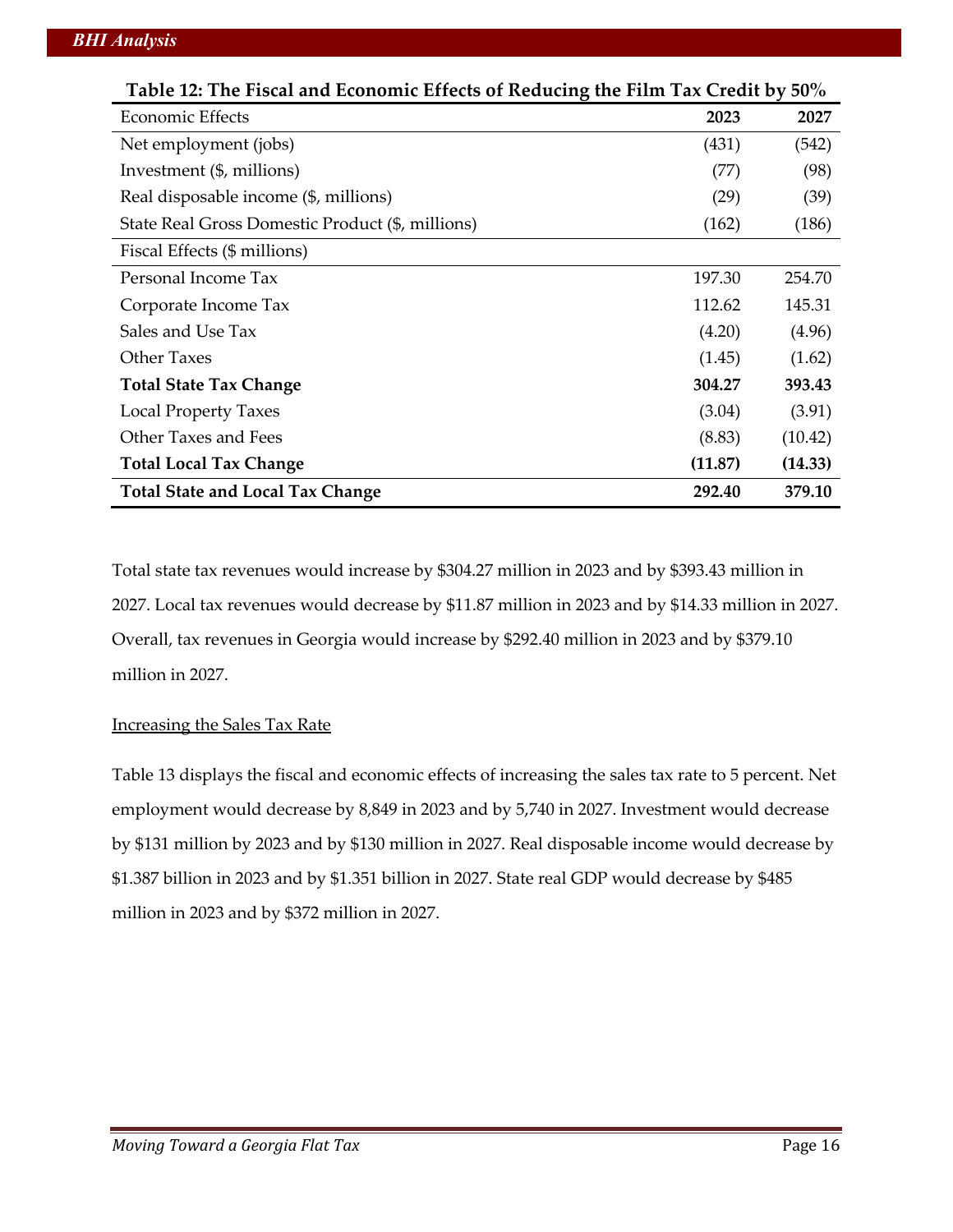**Table 12: The Fiscal and Economic Effects of Reducing the Film Tax Credit by 50%**

| Economic Effects | 2023 | 2027 |
|---|---|---|
| Net employment (jobs) | (431) | (542) |
| Investment ($, millions) | (77) | (98) |
| Real disposable income ($, millions) | (29) | (39) |
| State Real Gross Domestic Product ($, millions) | (162) | (186) |
| Fiscal Effects ($ millions) | | |
| Personal Income Tax | 197.30 | 254.70 |
| Corporate Income Tax | 112.62 | 145.31 |
| Sales and Use Tax | (4.20) | (4.96) |
| Other Taxes | (1.45) | (1.62) |
| **Total State Tax Change** | **304.27** | **393.43** |
| Local Property Taxes | (3.04) | (3.91) |
| Other Taxes and Fees | (8.83) | (10.42) |
| **Total Local Tax Change** | **(11.87)** | **(14.33)** |
| **Total State and Local Tax Change** | **292.40** | **379.10** |

Total state tax revenues would increase by $304.27 million in 2023 and by $393.43 million in 2027. Local tax revenues would decrease by $11.87 million in 2023 and by $14.33 million in 2027. Overall, tax revenues in Georgia would increase by $292.40 million in 2023 and by $379.10 million in 2027.

Increasing the Sales Tax Rate

Table 13 displays the fiscal and economic effects of increasing the sales tax rate to 5 percent. Net employment would decrease by 8,849 in 2023 and by 5,740 in 2027. Investment would decrease by $131 million by 2023 and by $130 million in 2027. Real disposable income would decrease by $1.387 billion in 2023 and by $1.351 billion in 2027. State real GDP would decrease by $485 million in 2023 and by $372 million in 2027.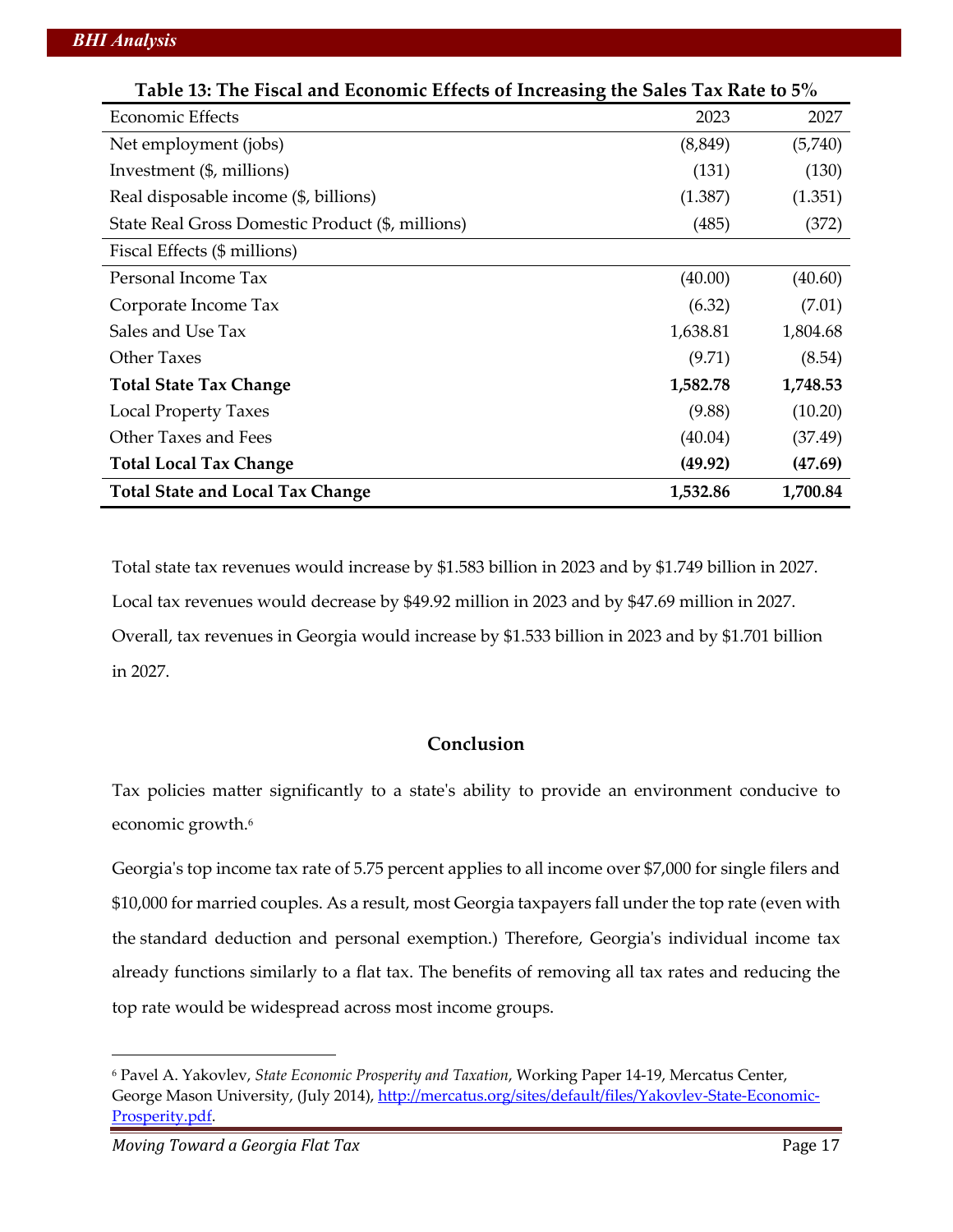**Table 13: The Fiscal and Economic Effects of Increasing the Sales Tax Rate to 5%**

| Economic Effects | 2023 | 2027 |
|---|---|---|
| Net employment (jobs) | (8,849) | (5,740) |
| Investment ($, millions) | (131) | (130) |
| Real disposable income ($, billions) | (1.387) | (1.351) |
| State Real Gross Domestic Product ($, millions) | (485) | (372) |
| Fiscal Effects ($ millions) | | |
| Personal Income Tax | (40.00) | (40.60) |
| Corporate Income Tax | (6.32) | (7.01) |
| Sales and Use Tax | 1,638.81 | 1,804.68 |
| Other Taxes | (9.71) | (8.54) |
| **Total State Tax Change** | **1,582.78** | **1,748.53** |
| Local Property Taxes | (9.88) | (10.20) |
| Other Taxes and Fees | (40.04) | (37.49) |
| **Total Local Tax Change** | **(49.92)** | **(47.69)** |
| **Total State and Local Tax Change** | **1,532.86** | **1,700.84** |

Total state tax revenues would increase by $1.583 billion in 2023 and by $1.749 billion in 2027. Local tax revenues would decrease by $49.92 million in 2023 and by $47.69 million in 2027. Overall, tax revenues in Georgia would increase by $1.533 billion in 2023 and by $1.701 billion in 2027.

## Conclusion

Tax policies matter significantly to a state's ability to provide an environment conducive to economic growth.[6]

Georgia's top income tax rate of 5.75 percent applies to all income over $7,000 for single filers and $10,000 for married couples. As a result, most Georgia taxpayers fall under the top rate (even with the standard deduction and personal exemption.) Therefore, Georgia's individual income tax already functions similarly to a flat tax. The benefits of removing all tax rates and reducing the top rate would be widespread across most income groups.

[6] Pavel A. Yakovlev, *State Economic Prosperity and Taxation*, Working Paper 14-19, Mercatus Center, George Mason University, (July 2014), http://mercatus.org/sites/default/files/Yakovlev-State-Economic-Prosperity.pdf.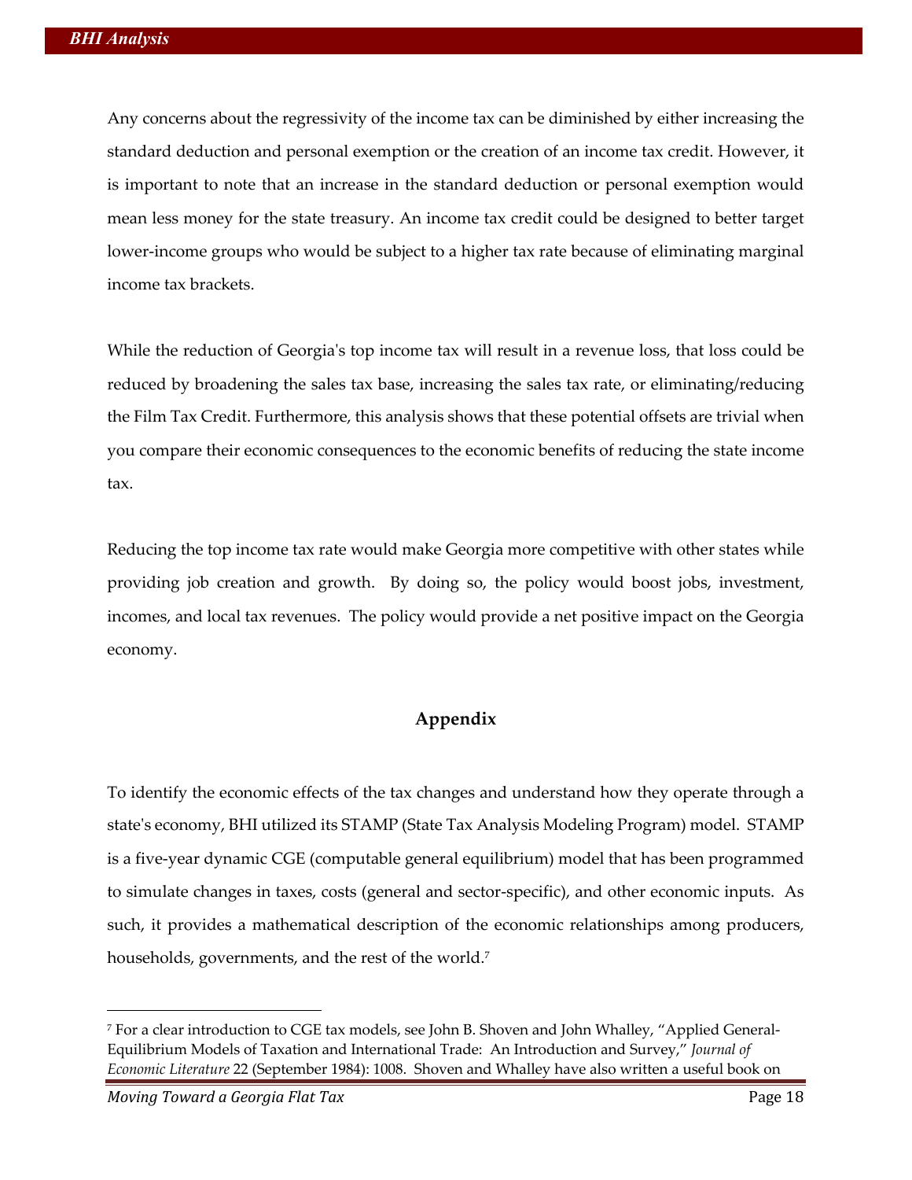Any concerns about the regressivity of the income tax can be diminished by either increasing the standard deduction and personal exemption or the creation of an income tax credit. However, it is important to note that an increase in the standard deduction or personal exemption would mean less money for the state treasury. An income tax credit could be designed to better target lower-income groups who would be subject to a higher tax rate because of eliminating marginal income tax brackets.

While the reduction of Georgia's top income tax will result in a revenue loss, that loss could be reduced by broadening the sales tax base, increasing the sales tax rate, or eliminating/reducing the Film Tax Credit. Furthermore, this analysis shows that these potential offsets are trivial when you compare their economic consequences to the economic benefits of reducing the state income tax.

Reducing the top income tax rate would make Georgia more competitive with other states while providing job creation and growth. By doing so, the policy would boost jobs, investment, incomes, and local tax revenues. The policy would provide a net positive impact on the Georgia economy.

## Appendix

To identify the economic effects of the tax changes and understand how they operate through a state's economy, BHI utilized its STAMP (State Tax Analysis Modeling Program) model. STAMP is a five-year dynamic CGE (computable general equilibrium) model that has been programmed to simulate changes in taxes, costs (general and sector-specific), and other economic inputs. As such, it provides a mathematical description of the economic relationships among producers, households, governments, and the rest of the world.[7]

[7] For a clear introduction to CGE tax models, see John B. Shoven and John Whalley, "Applied General-Equilibrium Models of Taxation and International Trade: An Introduction and Survey," *Journal of Economic Literature* 22 (September 1984): 1008. Shoven and Whalley have also written a useful book on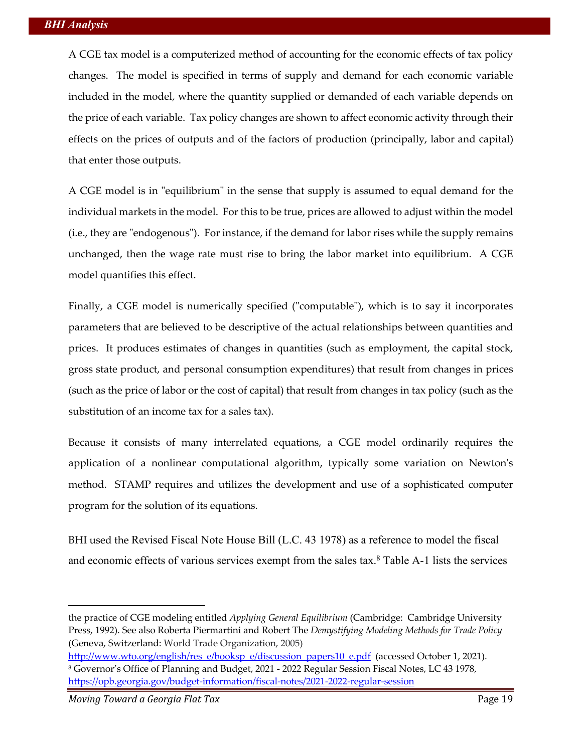A CGE tax model is a computerized method of accounting for the economic effects of tax policy changes. The model is specified in terms of supply and demand for each economic variable included in the model, where the quantity supplied or demanded of each variable depends on the price of each variable. Tax policy changes are shown to affect economic activity through their effects on the prices of outputs and of the factors of production (principally, labor and capital) that enter those outputs.

A CGE model is in "equilibrium" in the sense that supply is assumed to equal demand for the individual markets in the model. For this to be true, prices are allowed to adjust within the model (i.e., they are "endogenous"). For instance, if the demand for labor rises while the supply remains unchanged, then the wage rate must rise to bring the labor market into equilibrium. A CGE model quantifies this effect.

Finally, a CGE model is numerically specified ("computable"), which is to say it incorporates parameters that are believed to be descriptive of the actual relationships between quantities and prices. It produces estimates of changes in quantities (such as employment, the capital stock, gross state product, and personal consumption expenditures) that result from changes in prices (such as the price of labor or the cost of capital) that result from changes in tax policy (such as the substitution of an income tax for a sales tax).

Because it consists of many interrelated equations, a CGE model ordinarily requires the application of a nonlinear computational algorithm, typically some variation on Newton's method. STAMP requires and utilizes the development and use of a sophisticated computer program for the solution of its equations.

BHI used the Revised Fiscal Note House Bill (L.C. 43 1978) as a reference to model the fiscal and economic effects of various services exempt from the sales tax.[8] Table A-1 lists the services

---

the practice of CGE modeling entitled *Applying General Equilibrium* (Cambridge: Cambridge University Press, 1992). See also Roberta Piermartini and Robert The *Demystifying Modeling Methods for Trade Policy* (Geneva, Switzerland: World Trade Organization, 2005) http://www.wto.org/english/res_e/booksp_e/discussion_papers10_e.pdf (accessed October 1, 2021).

[8] Governor's Office of Planning and Budget, 2021 - 2022 Regular Session Fiscal Notes, LC 43 1978, https://opb.georgia.gov/budget-information/fiscal-notes/2021-2022-regular-session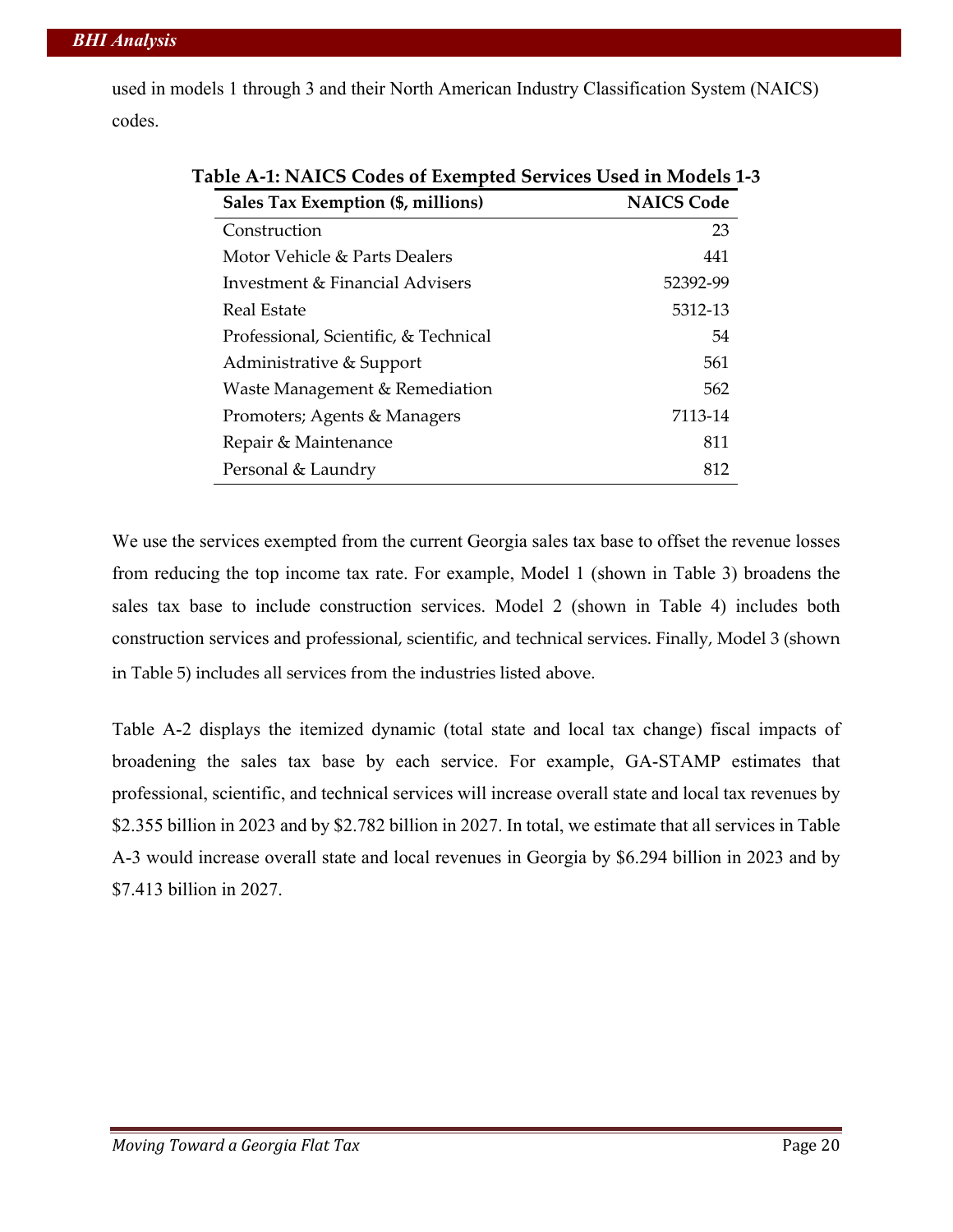used in models 1 through 3 and their North American Industry Classification System (NAICS) codes.

**Table A-1: NAICS Codes of Exempted Services Used in Models 1-3**

| Sales Tax Exemption ($, millions) | NAICS Code |
|---|---:|
| Construction | 23 |
| Motor Vehicle & Parts Dealers | 441 |
| Investment & Financial Advisers | 52392-99 |
| Real Estate | 5312-13 |
| Professional, Scientific, & Technical | 54 |
| Administrative & Support | 561 |
| Waste Management & Remediation | 562 |
| Promoters; Agents & Managers | 7113-14 |
| Repair & Maintenance | 811 |
| Personal & Laundry | 812 |

We use the services exempted from the current Georgia sales tax base to offset the revenue losses from reducing the top income tax rate. For example, Model 1 (shown in Table 3) broadens the sales tax base to include construction services. Model 2 (shown in Table 4) includes both construction services and professional, scientific, and technical services. Finally, Model 3 (shown in Table 5) includes all services from the industries listed above.

Table A-2 displays the itemized dynamic (total state and local tax change) fiscal impacts of broadening the sales tax base by each service. For example, GA-STAMP estimates that professional, scientific, and technical services will increase overall state and local tax revenues by $2.355 billion in 2023 and by $2.782 billion in 2027. In total, we estimate that all services in Table A-3 would increase overall state and local revenues in Georgia by $6.294 billion in 2023 and by $7.413 billion in 2027.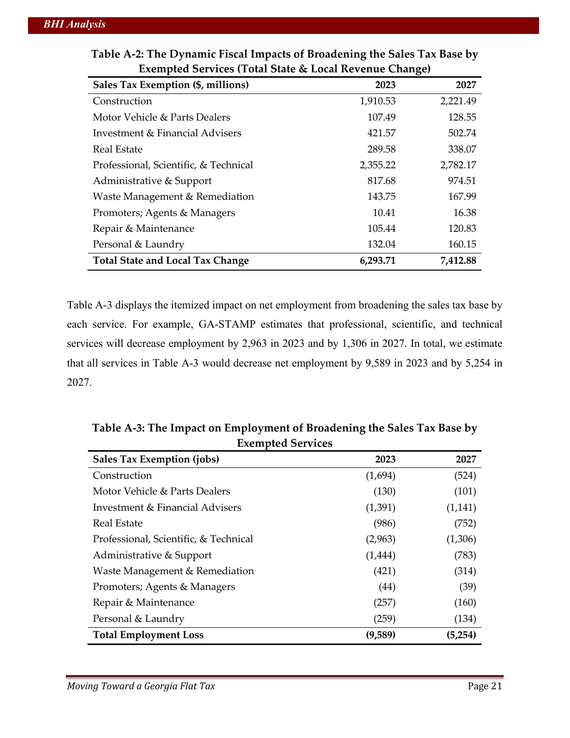**Table A-2: The Dynamic Fiscal Impacts of Broadening the Sales Tax Base by Exempted Services (Total State & Local Revenue Change)**

| Sales Tax Exemption ($, millions) | 2023 | 2027 |
|---|---|---|
| Construction | 1,910.53 | 2,221.49 |
| Motor Vehicle & Parts Dealers | 107.49 | 128.55 |
| Investment & Financial Advisers | 421.57 | 502.74 |
| Real Estate | 289.58 | 338.07 |
| Professional, Scientific, & Technical | 2,355.22 | 2,782.17 |
| Administrative & Support | 817.68 | 974.51 |
| Waste Management & Remediation | 143.75 | 167.99 |
| Promoters; Agents & Managers | 10.41 | 16.38 |
| Repair & Maintenance | 105.44 | 120.83 |
| Personal & Laundry | 132.04 | 160.15 |
| **Total State and Local Tax Change** | **6,293.71** | **7,412.88** |

Table A-3 displays the itemized impact on net employment from broadening the sales tax base by each service. For example, GA-STAMP estimates that professional, scientific, and technical services will decrease employment by 2,963 in 2023 and by 1,306 in 2027. In total, we estimate that all services in Table A-3 would decrease net employment by 9,589 in 2023 and by 5,254 in 2027.

**Table A-3: The Impact on Employment of Broadening the Sales Tax Base by Exempted Services**

| Sales Tax Exemption (jobs) | 2023 | 2027 |
|---|---|---|
| Construction | (1,694) | (524) |
| Motor Vehicle & Parts Dealers | (130) | (101) |
| Investment & Financial Advisers | (1,391) | (1,141) |
| Real Estate | (986) | (752) |
| Professional, Scientific, & Technical | (2,963) | (1,306) |
| Administrative & Support | (1,444) | (783) |
| Waste Management & Remediation | (421) | (314) |
| Promoters; Agents & Managers | (44) | (39) |
| Repair & Maintenance | (257) | (160) |
| Personal & Laundry | (259) | (134) |
| **Total Employment Loss** | **(9,589)** | **(5,254)** |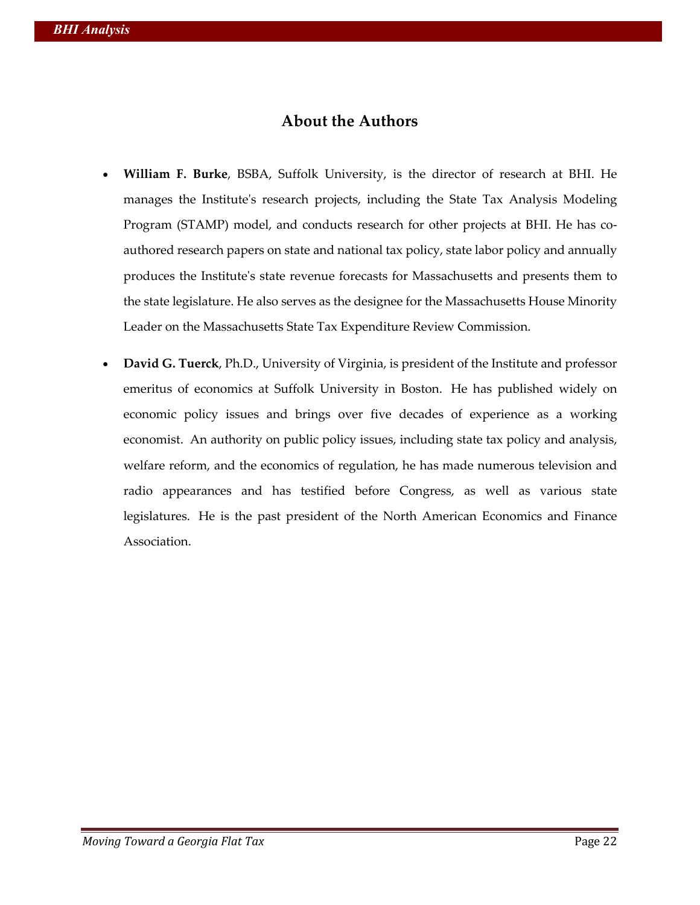## About the Authors

- **William F. Burke**, BSBA, Suffolk University, is the director of research at BHI. He manages the Institute's research projects, including the State Tax Analysis Modeling Program (STAMP) model, and conducts research for other projects at BHI. He has co-authored research papers on state and national tax policy, state labor policy and annually produces the Institute's state revenue forecasts for Massachusetts and presents them to the state legislature. He also serves as the designee for the Massachusetts House Minority Leader on the Massachusetts State Tax Expenditure Review Commission.

- **David G. Tuerck**, Ph.D., University of Virginia, is president of the Institute and professor emeritus of economics at Suffolk University in Boston. He has published widely on economic policy issues and brings over five decades of experience as a working economist. An authority on public policy issues, including state tax policy and analysis, welfare reform, and the economics of regulation, he has made numerous television and radio appearances and has testified before Congress, as well as various state legislatures. He is the past president of the North American Economics and Finance Association.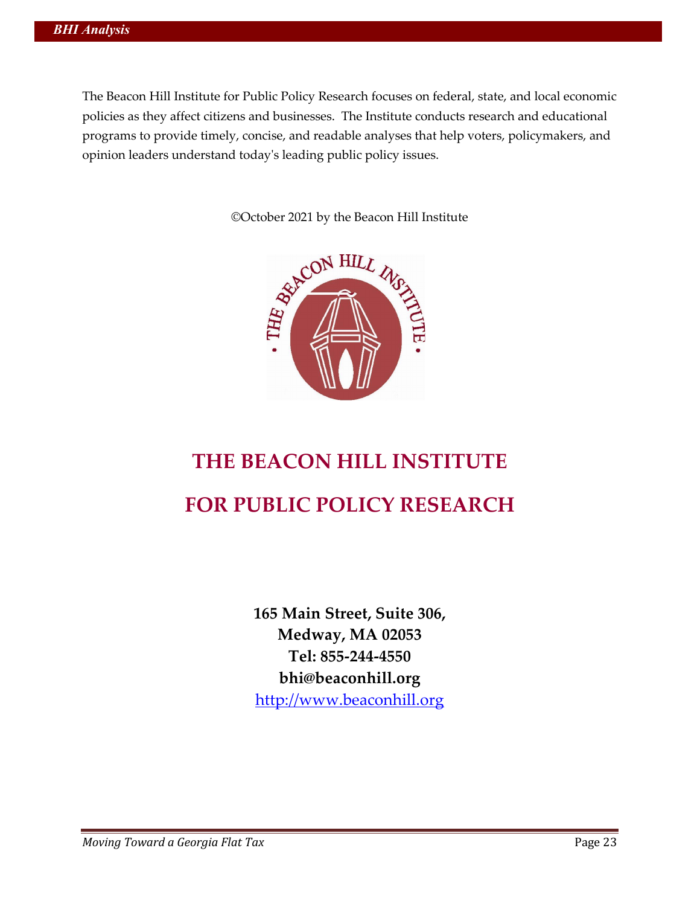The Beacon Hill Institute for Public Policy Research focuses on federal, state, and local economic policies as they affect citizens and businesses. The Institute conducts research and educational programs to provide timely, concise, and readable analyses that help voters, policymakers, and opinion leaders understand today's leading public policy issues.

©October 2021 by the Beacon Hill Institute

# THE BEACON HILL INSTITUTE

# FOR PUBLIC POLICY RESEARCH

**165 Main Street, Suite 306,**
**Medway, MA 02053**
**Tel: 855-244-4550**
**bhi@beaconhill.org**
http://www.beaconhill.org